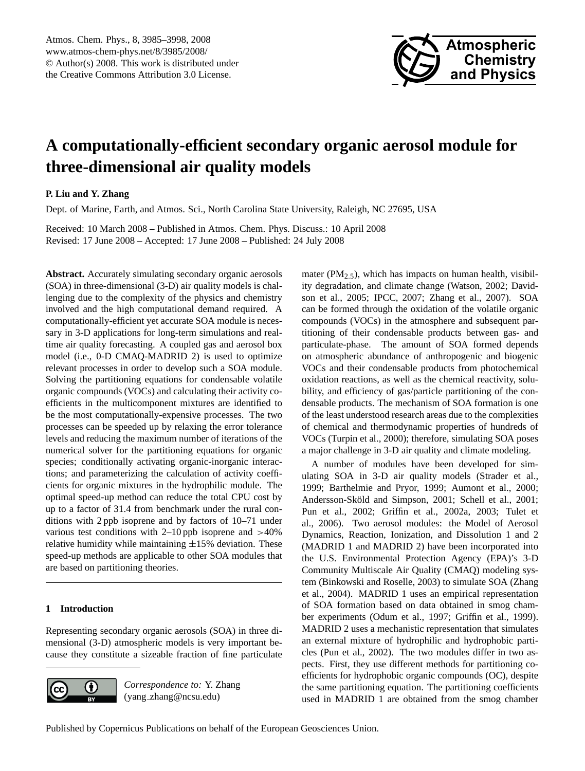# A computationally-efficient secondary organic aerosol module for three-dimensional air quality models

**P. Liu and Y. Zhang**

Dept. of Marine, Earth, and Atmos. Sci., North Carolina State University, Raleigh, NC 27695, USA

Received: 10 March 2008 – Published in Atmos. Chem. Phys. Discuss.: 10 April 2008
Revised: 17 June 2008 – Accepted: 17 June 2008 – Published: 24 July 2008

**Abstract.** Accurately simulating secondary organic aerosols (SOA) in three-dimensional (3-D) air quality models is challenging due to the complexity of the physics and chemistry involved and the high computational demand required. A computationally-efficient yet accurate SOA module is necessary in 3-D applications for long-term simulations and real-time air quality forecasting. A coupled gas and aerosol box model (i.e., 0-D CMAQ-MADRID 2) is used to optimize relevant processes in order to develop such a SOA module. Solving the partitioning equations for condensable volatile organic compounds (VOCs) and calculating their activity coefficients in the multicomponent mixtures are identified to be the most computationally-expensive processes. The two processes can be speeded up by relaxing the error tolerance levels and reducing the maximum number of iterations of the numerical solver for the partitioning equations for organic species; conditionally activating organic-inorganic interactions; and parameterizing the calculation of activity coefficients for organic mixtures in the hydrophilic module. The optimal speed-up method can reduce the total CPU cost by up to a factor of 31.4 from benchmark under the rural conditions with 2 ppb isoprene and by factors of 10–71 under various test conditions with 2–10 ppb isoprene and >40% relative humidity while maintaining ±15% deviation. These speed-up methods are applicable to other SOA modules that are based on partitioning theories.

## 1 Introduction

Representing secondary organic aerosols (SOA) in three dimensional (3-D) atmospheric models is very important because they constitute a sizeable fraction of fine particulate mater ($PM_{2.5}$), which has impacts on human health, visibility degradation, and climate change (Watson, 2002; Davidson et al., 2005; IPCC, 2007; Zhang et al., 2007). SOA can be formed through the oxidation of the volatile organic compounds (VOCs) in the atmosphere and subsequent partitioning of their condensable products between gas- and particulate-phase. The amount of SOA formed depends on atmospheric abundance of anthropogenic and biogenic VOCs and their condensable products from photochemical oxidation reactions, as well as the chemical reactivity, solubility, and efficiency of gas/particle partitioning of the condensable products. The mechanism of SOA formation is one of the least understood research areas due to the complexities of chemical and thermodynamic properties of hundreds of VOCs (Turpin et al., 2000); therefore, simulating SOA poses a major challenge in 3-D air quality and climate modeling.

A number of modules have been developed for simulating SOA in 3-D air quality models (Strader et al., 1999; Barthelmie and Pryor, 1999; Aumont et al., 2000; Andersson-Sköld and Simpson, 2001; Schell et al., 2001; Pun et al., 2002; Griffin et al., 2002a, 2003; Tulet et al., 2006). Two aerosol modules: the Model of Aerosol Dynamics, Reaction, Ionization, and Dissolution 1 and 2 (MADRID 1 and MADRID 2) have been incorporated into the U.S. Environmental Protection Agency (EPA)'s 3-D Community Multiscale Air Quality (CMAQ) modeling system (Binkowski and Roselle, 2003) to simulate SOA (Zhang et al., 2004). MADRID 1 uses an empirical representation of SOA formation based on data obtained in smog chamber experiments (Odum et al., 1997; Griffin et al., 1999). MADRID 2 uses a mechanistic representation that simulates an external mixture of hydrophilic and hydrophobic particles (Pun et al., 2002). The two modules differ in two aspects. First, they use different methods for partitioning coefficients for hydrophobic organic compounds (OC), despite the same partitioning equation. The partitioning coefficients used in MADRID 1 are obtained from the smog chamber

*Correspondence to:* Y. Zhang
(yang_zhang@ncsu.edu)

Published by Copernicus Publications on behalf of the European Geosciences Union.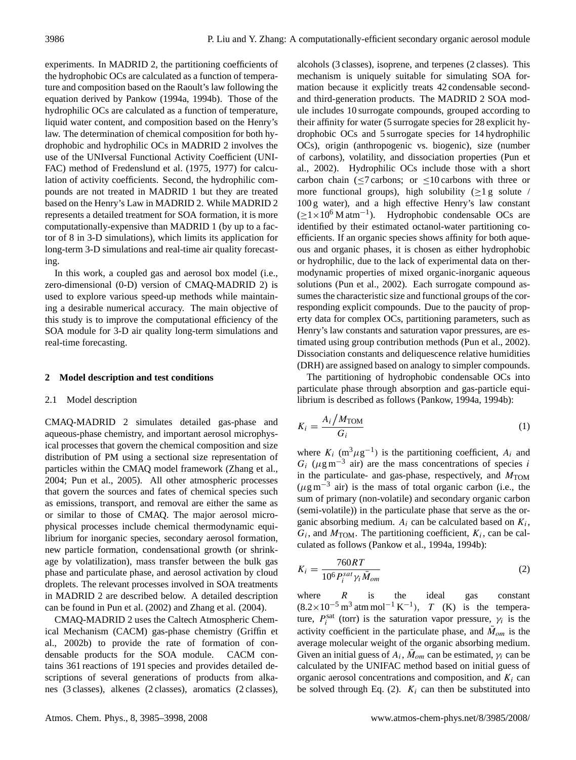experiments. In MADRID 2, the partitioning coefficients of the hydrophobic OCs are calculated as a function of temperature and composition based on the Raoult's law following the equation derived by Pankow (1994a, 1994b). Those of the hydrophilic OCs are calculated as a function of temperature, liquid water content, and composition based on the Henry's law. The determination of chemical composition for both hydrophobic and hydrophilic OCs in MADRID 2 involves the use of the UNIversal Functional Activity Coefficient (UNIFAC) method of Fredenslund et al. (1975, 1977) for calculation of activity coefficients. Second, the hydrophilic compounds are not treated in MADRID 1 but they are treated based on the Henry's Law in MADRID 2. While MADRID 2 represents a detailed treatment for SOA formation, it is more computationally-expensive than MADRID 1 (by up to a factor of 8 in 3-D simulations), which limits its application for long-term 3-D simulations and real-time air quality forecasting.

In this work, a coupled gas and aerosol box model (i.e., zero-dimensional (0-D) version of CMAQ-MADRID 2) is used to explore various speed-up methods while maintaining a desirable numerical accuracy. The main objective of this study is to improve the computational efficiency of the SOA module for 3-D air quality long-term simulations and real-time forecasting.

## 2 Model description and test conditions

### 2.1 Model description

CMAQ-MADRID 2 simulates detailed gas-phase and aqueous-phase chemistry, and important aerosol microphysical processes that govern the chemical composition and size distribution of PM using a sectional size representation of particles within the CMAQ model framework (Zhang et al., 2004; Pun et al., 2005). All other atmospheric processes that govern the sources and fates of chemical species such as emissions, transport, and removal are either the same as or similar to those of CMAQ. The major aerosol microphysical processes include chemical thermodynamic equilibrium for inorganic species, secondary aerosol formation, new particle formation, condensational growth (or shrinkage by volatilization), mass transfer between the bulk gas phase and particulate phase, and aerosol activation by cloud droplets. The relevant processes involved in SOA treatments in MADRID 2 are described below. A detailed description can be found in Pun et al. (2002) and Zhang et al. (2004).

CMAQ-MADRID 2 uses the Caltech Atmospheric Chemical Mechanism (CACM) gas-phase chemistry (Griffin et al., 2002b) to provide the rate of formation of condensable products for the SOA module. CACM contains 361 reactions of 191 species and provides detailed descriptions of several generations of products from alkanes (3 classes), alkenes (2 classes), aromatics (2 classes), alcohols (3 classes), isoprene, and terpenes (2 classes). This mechanism is uniquely suitable for simulating SOA formation because it explicitly treats 42 condensable second- and third-generation products. The MADRID 2 SOA module includes 10 surrogate compounds, grouped according to their affinity for water (5 surrogate species for 28 explicit hydrophobic OCs and 5 surrogate species for 14 hydrophilic OCs), origin (anthropogenic vs. biogenic), size (number of carbons), volatility, and dissociation properties (Pun et al., 2002). Hydrophilic OCs include those with a short carbon chain ($\leq$7 carbons; or $\leq$10 carbons with three or more functional groups), high solubility ($\geq$1 g solute / 100 g water), and a high effective Henry's law constant ($\geq 1\times10^{6}$ M atm$^{-1}$). Hydrophobic condensable OCs are identified by their estimated octanol-water partitioning coefficients. If an organic species shows affinity for both aqueous and organic phases, it is chosen as either hydrophobic or hydrophilic, due to the lack of experimental data on thermodynamic properties of mixed organic-inorganic aqueous solutions (Pun et al., 2002). Each surrogate compound assumes the characteristic size and functional groups of the corresponding explicit compounds. Due to the paucity of property data for complex OCs, partitioning parameters, such as Henry's law constants and saturation vapor pressures, are estimated using group contribution methods (Pun et al., 2002). Dissociation constants and deliquescence relative humidities (DRH) are assigned based on analogy to simpler compounds.

The partitioning of hydrophobic condensable OCs into particulate phase through absorption and gas-particle equilibrium is described as follows (Pankow, 1994a, 1994b):

$$K_i = \frac{A_i \big/ M_{\mathrm{TOM}}}{G_i} \tag{1}$$

where $K_i$ (m$^3\mu$g$^{-1}$) is the partitioning coefficient, $A_i$ and $G_i$ ($\mu$g m$^{-3}$ air) are the mass concentrations of species $i$ in the particulate- and gas-phase, respectively, and $M_{\mathrm{TOM}}$ ($\mu$g m$^{-3}$ air) is the mass of total organic carbon (i.e., the sum of primary (non-volatile) and secondary organic carbon (semi-volatile)) in the particulate phase that serve as the organic absorbing medium. $A_i$ can be calculated based on $K_i$, $G_i$, and $M_{\mathrm{TOM}}$. The partitioning coefficient, $K_i$, can be calculated as follows (Pankow et al., 1994a, 1994b):

$$K_i = \frac{760RT}{10^6 P_i^{sat} \gamma_i \bar{M}_{om}} \tag{2}$$

where $R$ is the ideal gas constant ($8.2\times10^{-5}$ m$^3$ atm mol$^{-1}$ K$^{-1}$), $T$ (K) is the temperature, $P_i^{\mathrm{sat}}$ (torr) is the saturation vapor pressure, $\gamma_i$ is the activity coefficient in the particulate phase, and $\bar{M}_{om}$ is the average molecular weight of the organic absorbing medium. Given an initial guess of $A_i$, $\bar{M}_{om}$ can be estimated, $\gamma_i$ can be calculated by the UNIFAC method based on initial guess of organic aerosol concentrations and composition, and $K_i$ can be solved through Eq. (2). $K_i$ can then be substituted into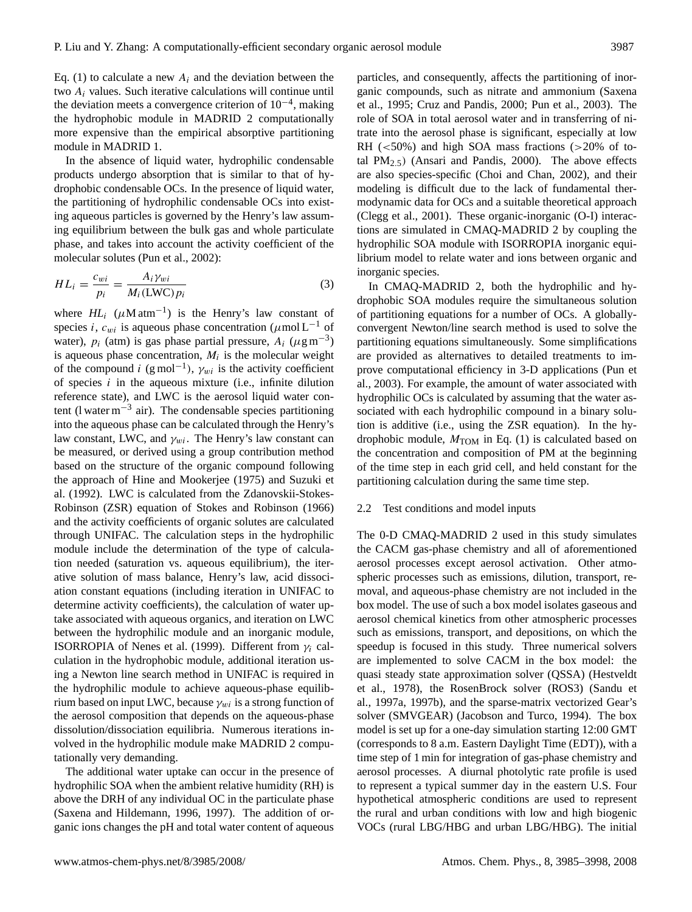Eq. (1) to calculate a new $A_i$ and the deviation between the two $A_i$ values. Such iterative calculations will continue until the deviation meets a convergence criterion of $10^{-4}$, making the hydrophobic module in MADRID 2 computationally more expensive than the empirical absorptive partitioning module in MADRID 1.

In the absence of liquid water, hydrophilic condensable products undergo absorption that is similar to that of hydrophobic condensable OCs. In the presence of liquid water, the partitioning of hydrophilic condensable OCs into existing aqueous particles is governed by the Henry's law assuming equilibrium between the bulk gas and whole particulate phase, and takes into account the activity coefficient of the molecular solutes (Pun et al., 2002):

$$HL_i = \frac{c_{wi}}{p_i} = \frac{A_i \gamma_{wi}}{M_i (\text{LWC}) p_i} \tag{3}$$

where $HL_i$ ($\mu\text{M atm}^{-1}$) is the Henry's law constant of species $i$, $c_{wi}$ is aqueous phase concentration ($\mu\text{mol L}^{-1}$ of water), $p_i$ (atm) is gas phase partial pressure, $A_i$ ($\mu\text{g m}^{-3}$) is aqueous phase concentration, $M_i$ is the molecular weight of the compound $i$ ($\text{g mol}^{-1}$), $\gamma_{wi}$ is the activity coefficient of species $i$ in the aqueous mixture (i.e., infinite dilution reference state), and LWC is the aerosol liquid water content ($\text{l water m}^{-3}$ air). The condensable species partitioning into the aqueous phase can be calculated through the Henry's law constant, LWC, and $\gamma_{wi}$. The Henry's law constant can be measured, or derived using a group contribution method based on the structure of the organic compound following the approach of Hine and Mookerjee (1975) and Suzuki et al. (1992). LWC is calculated from the Zdanovskii-Stokes-Robinson (ZSR) equation of Stokes and Robinson (1966) and the activity coefficients of organic solutes are calculated through UNIFAC. The calculation steps in the hydrophilic module include the determination of the type of calculation needed (saturation vs. aqueous equilibrium), the iterative solution of mass balance, Henry's law, acid dissociation constant equations (including iteration in UNIFAC to determine activity coefficients), the calculation of water uptake associated with aqueous organics, and iteration on LWC between the hydrophilic module and an inorganic module, ISORROPIA of Nenes et al. (1999). Different from $\gamma_i$ calculation in the hydrophobic module, additional iteration using a Newton line search method in UNIFAC is required in the hydrophilic module to achieve aqueous-phase equilibrium based on input LWC, because $\gamma_{wi}$ is a strong function of the aerosol composition that depends on the aqueous-phase dissolution/dissociation equilibria. Numerous iterations involved in the hydrophilic module make MADRID 2 computationally very demanding.

The additional water uptake can occur in the presence of hydrophilic SOA when the ambient relative humidity (RH) is above the DRH of any individual OC in the particulate phase (Saxena and Hildemann, 1996, 1997). The addition of organic ions changes the pH and total water content of aqueous particles, and consequently, affects the partitioning of inorganic compounds, such as nitrate and ammonium (Saxena et al., 1995; Cruz and Pandis, 2000; Pun et al., 2003). The role of SOA in total aerosol water and in transferring of nitrate into the aerosol phase is significant, especially at low RH (<50%) and high SOA mass fractions (>20% of total $PM_{2.5}$) (Ansari and Pandis, 2000). The above effects are also species-specific (Choi and Chan, 2002), and their modeling is difficult due to the lack of fundamental thermodynamic data for OCs and a suitable theoretical approach (Clegg et al., 2001). These organic-inorganic (O-I) interactions are simulated in CMAQ-MADRID 2 by coupling the hydrophilic SOA module with ISORROPIA inorganic equilibrium model to relate water and ions between organic and inorganic species.

In CMAQ-MADRID 2, both the hydrophilic and hydrophobic SOA modules require the simultaneous solution of partitioning equations for a number of OCs. A globally-convergent Newton/line search method is used to solve the partitioning equations simultaneously. Some simplifications are provided as alternatives to detailed treatments to improve computational efficiency in 3-D applications (Pun et al., 2003). For example, the amount of water associated with hydrophilic OCs is calculated by assuming that the water associated with each hydrophilic compound in a binary solution is additive (i.e., using the ZSR equation). In the hydrophobic module, $M_{\text{TOM}}$ in Eq. (1) is calculated based on the concentration and composition of PM at the beginning of the time step in each grid cell, and held constant for the partitioning calculation during the same time step.

## 2.2 Test conditions and model inputs

The 0-D CMAQ-MADRID 2 used in this study simulates the CACM gas-phase chemistry and all of aforementioned aerosol processes except aerosol activation. Other atmospheric processes such as emissions, dilution, transport, removal, and aqueous-phase chemistry are not included in the box model. The use of such a box model isolates gaseous and aerosol chemical kinetics from other atmospheric processes such as emissions, transport, and depositions, on which the speedup is focused in this study. Three numerical solvers are implemented to solve CACM in the box model: the quasi steady state approximation solver (QSSA) (Hestveldt et al., 1978), the RosenBrock solver (ROS3) (Sandu et al., 1997a, 1997b), and the sparse-matrix vectorized Gear's solver (SMVGEAR) (Jacobson and Turco, 1994). The box model is set up for a one-day simulation starting 12:00 GMT (corresponds to 8 a.m. Eastern Daylight Time (EDT)), with a time step of 1 min for integration of gas-phase chemistry and aerosol processes. A diurnal photolytic rate profile is used to represent a typical summer day in the eastern U.S. Four hypothetical atmospheric conditions are used to represent the rural and urban conditions with low and high biogenic VOCs (rural LBG/HBG and urban LBG/HBG). The initial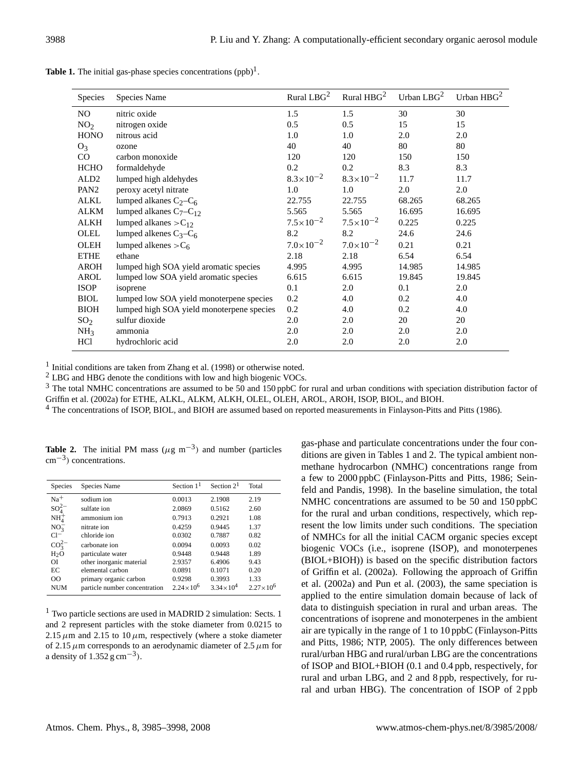**Table 1.** The initial gas-phase species concentrations (ppb)[1].

| Species | Species Name | Rural LBG[2] | Rural HBG[2] | Urban LBG[2] | Urban HBG[2] |
|---|---|---|---|---|---|
| NO | nitric oxide | 1.5 | 1.5 | 30 | 30 |
| $NO_2$ | nitrogen oxide | 0.5 | 0.5 | 15 | 15 |
| HONO | nitrous acid | 1.0 | 1.0 | 2.0 | 2.0 |
| $O_3$ | ozone | 40 | 40 | 80 | 80 |
| CO | carbon monoxide | 120 | 120 | 150 | 150 |
| HCHO | formaldehyde | 0.2 | 0.2 | 8.3 | 8.3 |
| ALD2 | lumped high aldehydes | $8.3\times10^{-2}$ | $8.3\times10^{-2}$ | 11.7 | 11.7 |
| PAN2 | peroxy acetyl nitrate | 1.0 | 1.0 | 2.0 | 2.0 |
| ALKL | lumped alkanes $C_2$–$C_6$ | 22.755 | 22.755 | 68.265 | 68.265 |
| ALKM | lumped alkanes $C_7$–$C_{12}$ | 5.565 | 5.565 | 16.695 | 16.695 |
| ALKH | lumped alkanes $>C_{12}$ | $7.5\times10^{-2}$ | $7.5\times10^{-2}$ | 0.225 | 0.225 |
| OLEL | lumped alkenes $C_3$–$C_6$ | 8.2 | 8.2 | 24.6 | 24.6 |
| OLEH | lumped alkenes $>C_6$ | $7.0\times10^{-2}$ | $7.0\times10^{-2}$ | 0.21 | 0.21 |
| ETHE | ethane | 2.18 | 2.18 | 6.54 | 6.54 |
| AROH | lumped high SOA yield aromatic species | 4.995 | 4.995 | 14.985 | 14.985 |
| AROL | lumped low SOA yield aromatic species | 6.615 | 6.615 | 19.845 | 19.845 |
| ISOP | isoprene | 0.1 | 2.0 | 0.1 | 2.0 |
| BIOL | lumped low SOA yield monoterpene species | 0.2 | 4.0 | 0.2 | 4.0 |
| BIOH | lumped high SOA yield monoterpene species | 0.2 | 4.0 | 0.2 | 4.0 |
| $SO_2$ | sulfur dioxide | 2.0 | 2.0 | 20 | 20 |
| $NH_3$ | ammonia | 2.0 | 2.0 | 2.0 | 2.0 |
| HCl | hydrochloric acid | 2.0 | 2.0 | 2.0 | 2.0 |

[1] Initial conditions are taken from Zhang et al. (1998) or otherwise noted.
[2] LBG and HBG denote the conditions with low and high biogenic VOCs.
[3] The total NMHC concentrations are assumed to be 50 and 150 ppbC for rural and urban conditions with speciation distribution factor of Griffin et al. (2002a) for ETHE, ALKL, ALKM, ALKH, OLEL, OLEH, AROL, AROH, ISOP, BIOL, and BIOH.
[4] The concentrations of ISOP, BIOL, and BIOH are assumed based on reported measurements in Finlayson-Pitts and Pitts (1986).

**Table 2.** The initial PM mass ($\mu$g m$^{-3}$) and number (particles cm$^{-3}$) concentrations.

| Species | Species Name | Section 1[1] | Section 2[1] | Total |
|---|---|---|---|---|
| $Na^+$ | sodium ion | 0.0013 | 2.1908 | 2.19 |
| $SO_4^{2-}$ | sulfate ion | 2.0869 | 0.5162 | 2.60 |
| $NH_4^+$ | ammonium ion | 0.7913 | 0.2921 | 1.08 |
| $NO_3^-$ | nitrate ion | 0.4259 | 0.9445 | 1.37 |
| $Cl^-$ | chloride ion | 0.0302 | 0.7887 | 0.82 |
| $CO_3^{2-}$ | carbonate ion | 0.0094 | 0.0093 | 0.02 |
| $H_2O$ | particulate water | 0.9448 | 0.9448 | 1.89 |
| OI | other inorganic material | 2.9357 | 6.4906 | 9.43 |
| EC | elemental carbon | 0.0891 | 0.1071 | 0.20 |
| OO | primary organic carbon | 0.9298 | 0.3993 | 1.33 |
| NUM | particle number concentration | $2.24\times10^6$ | $3.34\times10^4$ | $2.27\times10^6$ |

[1] Two particle sections are used in MADRID 2 simulation: Sects. 1 and 2 represent particles with the stoke diameter from 0.0215 to 2.15 $\mu$m and 2.15 to 10 $\mu$m, respectively (where a stoke diameter of 2.15 $\mu$m corresponds to an aerodynamic diameter of 2.5 $\mu$m for a density of 1.352 g cm$^{-3}$).

gas-phase and particulate concentrations under the four conditions are given in Tables 1 and 2. The typical ambient non-methane hydrocarbon (NMHC) concentrations range from a few to 2000 ppbC (Finlayson-Pitts and Pitts, 1986; Seinfeld and Pandis, 1998). In the baseline simulation, the total NMHC concentrations are assumed to be 50 and 150 ppbC for the rural and urban conditions, respectively, which represent the low limits under such conditions. The speciation of NMHCs for all the initial CACM organic species except biogenic VOCs (i.e., isoprene (ISOP), and monoterpenes (BIOL+BIOH)) is based on the specific distribution factors of Griffin et al. (2002a). Following the approach of Griffin et al. (2002a) and Pun et al. (2003), the same speciation is applied to the entire simulation domain because of lack of data to distinguish speciation in rural and urban areas. The concentrations of isoprene and monoterpenes in the ambient air are typically in the range of 1 to 10 ppbC (Finlayson-Pitts and Pitts, 1986; NTP, 2005). The only differences between rural/urban HBG and rural/urban LBG are the concentrations of ISOP and BIOL+BIOH (0.1 and 0.4 ppb, respectively, for rural and urban LBG, and 2 and 8 ppb, respectively, for rural and urban HBG). The concentration of ISOP of 2 ppb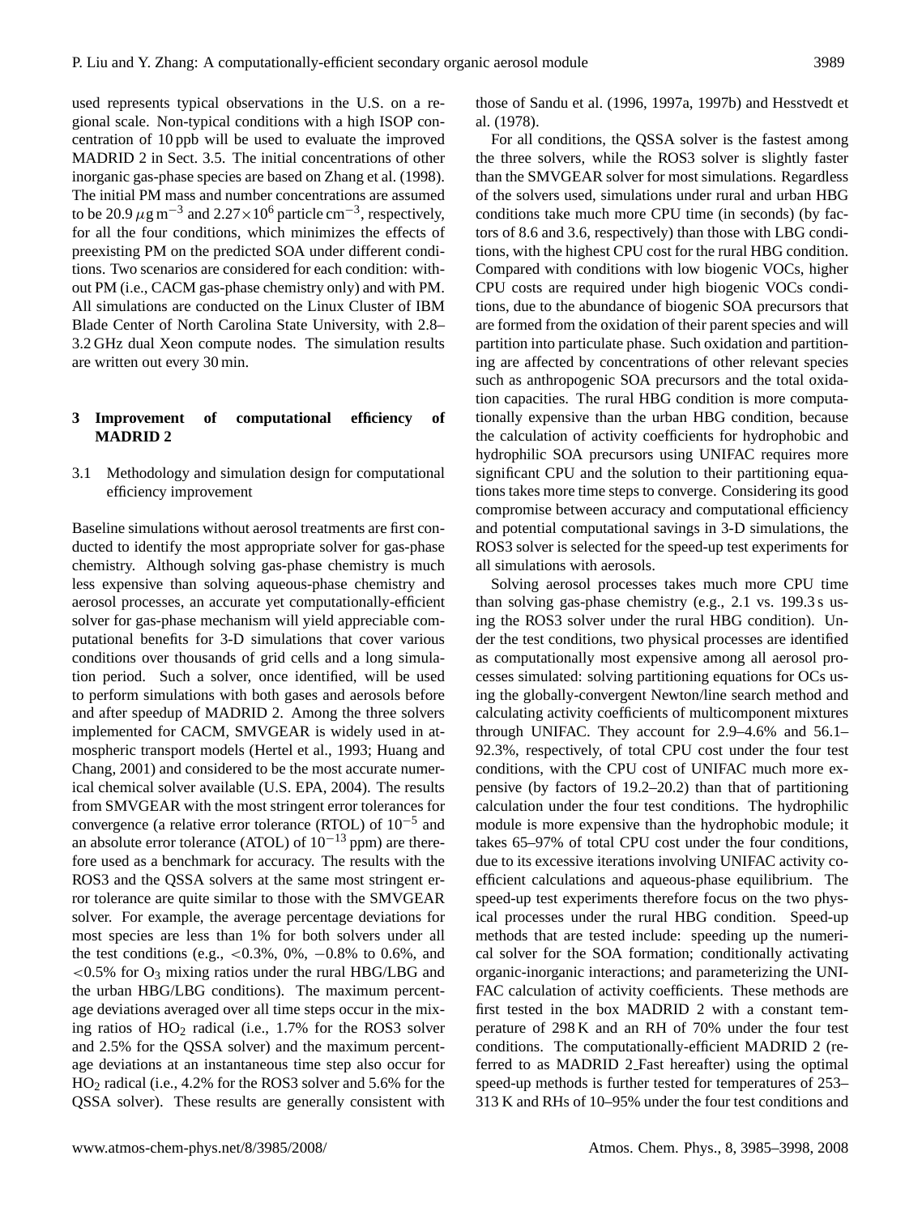used represents typical observations in the U.S. on a regional scale. Non-typical conditions with a high ISOP concentration of 10 ppb will be used to evaluate the improved MADRID 2 in Sect. 3.5. The initial concentrations of other inorganic gas-phase species are based on Zhang et al. (1998). The initial PM mass and number concentrations are assumed to be 20.9 $\mu$g m$^{-3}$ and 2.27$\times$10$^{6}$ particle cm$^{-3}$, respectively, for all the four conditions, which minimizes the effects of preexisting PM on the predicted SOA under different conditions. Two scenarios are considered for each condition: without PM (i.e., CACM gas-phase chemistry only) and with PM. All simulations are conducted on the Linux Cluster of IBM Blade Center of North Carolina State University, with 2.8–3.2 GHz dual Xeon compute nodes. The simulation results are written out every 30 min.

## 3 Improvement of computational efficiency of MADRID 2

### 3.1 Methodology and simulation design for computational efficiency improvement

Baseline simulations without aerosol treatments are first conducted to identify the most appropriate solver for gas-phase chemistry. Although solving gas-phase chemistry is much less expensive than solving aqueous-phase chemistry and aerosol processes, an accurate yet computationally-efficient solver for gas-phase mechanism will yield appreciable computational benefits for 3-D simulations that cover various conditions over thousands of grid cells and a long simulation period. Such a solver, once identified, will be used to perform simulations with both gases and aerosols before and after speedup of MADRID 2. Among the three solvers implemented for CACM, SMVGEAR is widely used in atmospheric transport models (Hertel et al., 1993; Huang and Chang, 2001) and considered to be the most accurate numerical chemical solver available (U.S. EPA, 2004). The results from SMVGEAR with the most stringent error tolerances for convergence (a relative error tolerance (RTOL) of $10^{-5}$ and an absolute error tolerance (ATOL) of $10^{-13}$ ppm) are therefore used as a benchmark for accuracy. The results with the ROS3 and the QSSA solvers at the same most stringent error tolerance are quite similar to those with the SMVGEAR solver. For example, the average percentage deviations for most species are less than 1% for both solvers under all the test conditions (e.g., <0.3%, 0%, −0.8% to 0.6%, and <0.5% for $O_3$ mixing ratios under the rural HBG/LBG and the urban HBG/LBG conditions). The maximum percentage deviations averaged over all time steps occur in the mixing ratios of $HO_2$ radical (i.e., 1.7% for the ROS3 solver and 2.5% for the QSSA solver) and the maximum percentage deviations at an instantaneous time step also occur for $HO_2$ radical (i.e., 4.2% for the ROS3 solver and 5.6% for the QSSA solver). These results are generally consistent with those of Sandu et al. (1996, 1997a, 1997b) and Hesstvedt et al. (1978).

For all conditions, the QSSA solver is the fastest among the three solvers, while the ROS3 solver is slightly faster than the SMVGEAR solver for most simulations. Regardless of the solvers used, simulations under rural and urban HBG conditions take much more CPU time (in seconds) (by factors of 8.6 and 3.6, respectively) than those with LBG conditions, with the highest CPU cost for the rural HBG condition. Compared with conditions with low biogenic VOCs, higher CPU costs are required under high biogenic VOCs conditions, due to the abundance of biogenic SOA precursors that are formed from the oxidation of their parent species and will partition into particulate phase. Such oxidation and partitioning are affected by concentrations of other relevant species such as anthropogenic SOA precursors and the total oxidation capacities. The rural HBG condition is more computationally expensive than the urban HBG condition, because the calculation of activity coefficients for hydrophobic and hydrophilic SOA precursors using UNIFAC requires more significant CPU and the solution to their partitioning equations takes more time steps to converge. Considering its good compromise between accuracy and computational efficiency and potential computational savings in 3-D simulations, the ROS3 solver is selected for the speed-up test experiments for all simulations with aerosols.

Solving aerosol processes takes much more CPU time than solving gas-phase chemistry (e.g., 2.1 vs. 199.3 s using the ROS3 solver under the rural HBG condition). Under the test conditions, two physical processes are identified as computationally most expensive among all aerosol processes simulated: solving partitioning equations for OCs using the globally-convergent Newton/line search method and calculating activity coefficients of multicomponent mixtures through UNIFAC. They account for 2.9–4.6% and 56.1–92.3%, respectively, of total CPU cost under the four test conditions, with the CPU cost of UNIFAC much more expensive (by factors of 19.2–20.2) than that of partitioning calculation under the four test conditions. The hydrophilic module is more expensive than the hydrophobic module; it takes 65–97% of total CPU cost under the four conditions, due to its excessive iterations involving UNIFAC activity coefficient calculations and aqueous-phase equilibrium. The speed-up test experiments therefore focus on the two physical processes under the rural HBG condition. Speed-up methods that are tested include: speeding up the numerical solver for the SOA formation; conditionally activating organic-inorganic interactions; and parameterizing the UNIFAC calculation of activity coefficients. These methods are first tested in the box MADRID 2 with a constant temperature of 298 K and an RH of 70% under the four test conditions. The computationally-efficient MADRID 2 (referred to as MADRID 2_Fast hereafter) using the optimal speed-up methods is further tested for temperatures of 253–313 K and RHs of 10–95% under the four test conditions and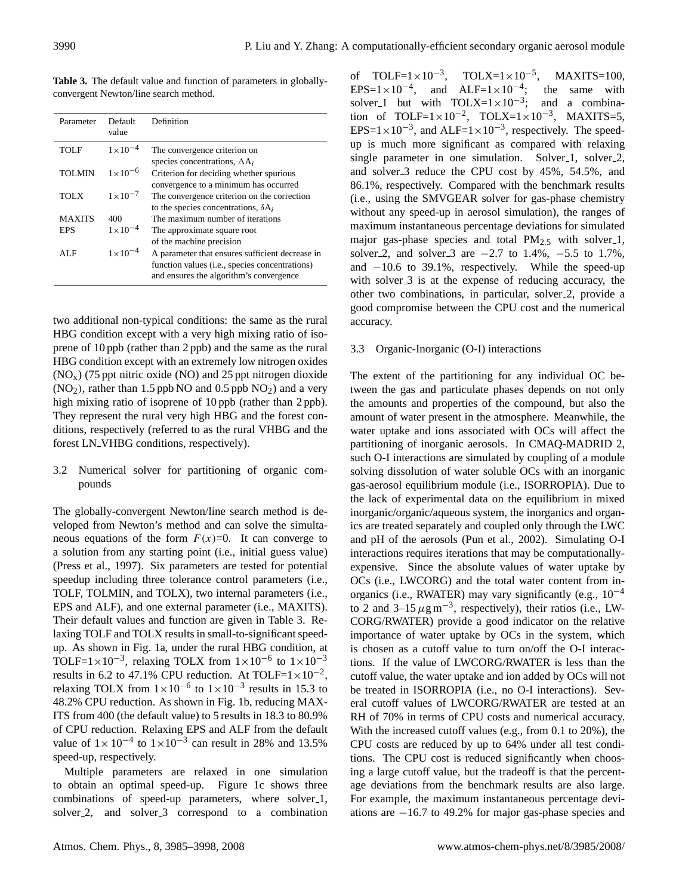**Table 3.** The default value and function of parameters in globally-convergent Newton/line search method.

| Parameter | Default value | Definition |
|---|---|---|
| TOLF | $1\times10^{-4}$ | The convergence criterion on species concentrations, $\Delta A_i$ |
| TOLMIN | $1\times10^{-6}$ | Criterion for deciding whether spurious convergence to a minimum has occurred |
| TOLX | $1\times10^{-7}$ | The convergence criterion on the correction to the species concentrations, $\delta A_i$ |
| MAXITS | 400 | The maximum number of iterations |
| EPS | $1\times10^{-4}$ | The approximate square root of the machine precision |
| ALF | $1\times10^{-4}$ | A parameter that ensures sufficient decrease in function values (i.e., species concentrations) and ensures the algorithm's convergence |

two additional non-typical conditions: the same as the rural HBG condition except with a very high mixing ratio of isoprene of 10 ppb (rather than 2 ppb) and the same as the rural HBG condition except with an extremely low nitrogen oxides ($NO_x$) (75 ppt nitric oxide (NO) and 25 ppt nitrogen dioxide ($NO_2$), rather than 1.5 ppb NO and 0.5 ppb $NO_2$) and a very high mixing ratio of isoprene of 10 ppb (rather than 2 ppb). They represent the rural very high HBG and the forest conditions, respectively (referred to as the rural VHBG and the forest LN_VHBG conditions, respectively).

### 3.2 Numerical solver for partitioning of organic compounds

The globally-convergent Newton/line search method is developed from Newton's method and can solve the simultaneous equations of the form $F(x)=0$. It can converge to a solution from any starting point (i.e., initial guess value) (Press et al., 1997). Six parameters are tested for potential speedup including three tolerance control parameters (i.e., TOLF, TOLMIN, and TOLX), two internal parameters (i.e., EPS and ALF), and one external parameter (i.e., MAXITS). Their default values and function are given in Table 3. Relaxing TOLF and TOLX results in small-to-significant speedup. As shown in Fig. 1a, under the rural HBG condition, at TOLF=$1\times10^{-3}$, relaxing TOLX from $1\times10^{-6}$ to $1\times10^{-3}$ results in 6.2 to 47.1% CPU reduction. At TOLF=$1\times10^{-2}$, relaxing TOLX from $1\times10^{-6}$ to $1\times10^{-3}$ results in 15.3 to 48.2% CPU reduction. As shown in Fig. 1b, reducing MAXITS from 400 (the default value) to 5 results in 18.3 to 80.9% of CPU reduction. Relaxing EPS and ALF from the default value of $1\times10^{-4}$ to $1\times10^{-3}$ can result in 28% and 13.5% speed-up, respectively.

Multiple parameters are relaxed in one simulation to obtain an optimal speed-up. Figure 1c shows three combinations of speed-up parameters, where solver_1, solver_2, and solver_3 correspond to a combination of TOLF=$1\times10^{-3}$, TOLX=$1\times10^{-5}$, MAXITS=100, EPS=$1\times10^{-4}$, and ALF=$1\times10^{-4}$; the same with solver_1 but with TOLX=$1\times10^{-3}$; and a combination of TOLF=$1\times10^{-2}$, TOLX=$1\times10^{-3}$, MAXITS=5, EPS=$1\times10^{-3}$, and ALF=$1\times10^{-3}$, respectively. The speed-up is much more significant as compared with relaxing single parameter in one simulation. Solver_1, solver_2, and solver_3 reduce the CPU cost by 45%, 54.5%, and 86.1%, respectively. Compared with the benchmark results (i.e., using the SMVGEAR solver for gas-phase chemistry without any speed-up in aerosol simulation), the ranges of maximum instantaneous percentage deviations for simulated major gas-phase species and total $PM_{2.5}$ with solver_1, solver_2, and solver_3 are −2.7 to 1.4%, −5.5 to 1.7%, and −10.6 to 39.1%, respectively. While the speed-up with solver_3 is at the expense of reducing accuracy, the other two combinations, in particular, solver_2, provide a good compromise between the CPU cost and the numerical accuracy.

### 3.3 Organic-Inorganic (O-I) interactions

The extent of the partitioning for any individual OC between the gas and particulate phases depends on not only the amounts and properties of the compound, but also the amount of water present in the atmosphere. Meanwhile, the water uptake and ions associated with OCs will affect the partitioning of inorganic aerosols. In CMAQ-MADRID 2, such O-I interactions are simulated by coupling of a module solving dissolution of water soluble OCs with an inorganic gas-aerosol equilibrium module (i.e., ISORROPIA). Due to the lack of experimental data on the equilibrium in mixed inorganic/organic/aqueous system, the inorganics and organics are treated separately and coupled only through the LWC and pH of the aerosols (Pun et al., 2002). Simulating O-I interactions requires iterations that may be computationally-expensive. Since the absolute values of water uptake by OCs (i.e., LWCORG) and the total water content from inorganics (i.e., RWATER) may vary significantly (e.g., $10^{-4}$ to 2 and 3–15 $\mu g\,m^{-3}$, respectively), their ratios (i.e., LWCORG/RWATER) provide a good indicator on the relative importance of water uptake by OCs in the system, which is chosen as a cutoff value to turn on/off the O-I interactions. If the value of LWCORG/RWATER is less than the cutoff value, the water uptake and ion added by OCs will not be treated in ISORROPIA (i.e., no O-I interactions). Several cutoff values of LWCORG/RWATER are tested at an RH of 70% in terms of CPU costs and numerical accuracy. With the increased cutoff values (e.g., from 0.1 to 20%), the CPU costs are reduced by up to 64% under all test conditions. The CPU cost is reduced significantly when choosing a large cutoff value, but the tradeoff is that the percentage deviations from the benchmark results are also large. For example, the maximum instantaneous percentage deviations are −16.7 to 49.2% for major gas-phase species and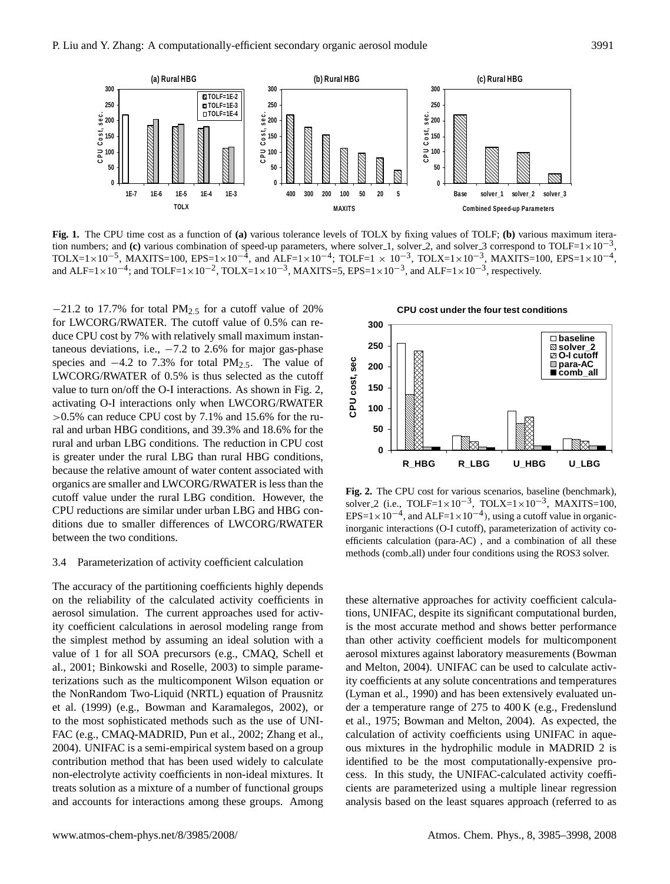**Fig. 1.** The CPU time cost as a function of **(a)** various tolerance levels of TOLX by fixing values of TOLF; **(b)** various maximum iteration numbers; and **(c)** various combination of speed-up parameters, where solver_1, solver_2, and solver_3 correspond to TOLF=$1\times10^{-3}$, TOLX=$1\times10^{-5}$, MAXITS=100, EPS=$1\times10^{-4}$, and ALF=$1\times10^{-4}$; TOLF=$1\times10^{-3}$, TOLX=$1\times10^{-3}$, MAXITS=100, EPS=$1\times10^{-4}$, and ALF=$1\times10^{-4}$; and TOLF=$1\times10^{-2}$, TOLX=$1\times10^{-3}$, MAXITS=5, EPS=$1\times10^{-3}$, and ALF=$1\times10^{-3}$, respectively.

−21.2 to 17.7% for total $PM_{2.5}$ for a cutoff value of 20% for LWCORG/RWATER. The cutoff value of 0.5% can reduce CPU cost by 7% with relatively small maximum instantaneous deviations, i.e., −7.2 to 2.6% for major gas-phase species and −4.2 to 7.3% for total $PM_{2.5}$. The value of LWCORG/RWATER of 0.5% is thus selected as the cutoff value to turn on/off the O-I interactions. As shown in Fig. 2, activating O-I interactions only when LWCORG/RWATER >0.5% can reduce CPU cost by 7.1% and 15.6% for the rural and urban HBG conditions, and 39.3% and 18.6% for the rural and urban LBG conditions. The reduction in CPU cost is greater under the rural LBG than rural HBG conditions, because the relative amount of water content associated with organics are smaller and LWCORG/RWATER is less than the cutoff value under the rural LBG condition. However, the CPU reductions are similar under urban LBG and HBG conditions due to smaller differences of LWCORG/RWATER between the two conditions.

**Fig. 2.** The CPU cost for various scenarios, baseline (benchmark), solver_2 (i.e., TOLF=$1\times10^{-3}$, TOLX=$1\times10^{-3}$, MAXITS=100, EPS=$1\times10^{-4}$, and ALF=$1\times10^{-4}$), using a cutoff value in organic-inorganic interactions (O-I cutoff), parameterization of activity coefficients calculation (para-AC), and a combination of all these methods (comb_all) under four conditions using the ROS3 solver.

### 3.4 Parameterization of activity coefficient calculation

The accuracy of the partitioning coefficients highly depends on the reliability of the calculated activity coefficients in aerosol simulation. The current approaches used for activity coefficient calculations in aerosol modeling range from the simplest method by assuming an ideal solution with a value of 1 for all SOA precursors (e.g., CMAQ, Schell et al., 2001; Binkowski and Roselle, 2003) to simple parameterizations such as the multicomponent Wilson equation or the NonRandom Two-Liquid (NRTL) equation of Prausnitz et al. (1999) (e.g., Bowman and Karamalegos, 2002), or to the most sophisticated methods such as the use of UNIFAC (e.g., CMAQ-MADRID, Pun et al., 2002; Zhang et al., 2004). UNIFAC is a semi-empirical system based on a group contribution method that has been used widely to calculate non-electrolyte activity coefficients in non-ideal mixtures. It treats solution as a mixture of a number of functional groups and accounts for interactions among these groups. Among these alternative approaches for activity coefficient calculations, UNIFAC, despite its significant computational burden, is the most accurate method and shows better performance than other activity coefficient models for multicomponent aerosol mixtures against laboratory measurements (Bowman and Melton, 2004). UNIFAC can be used to calculate activity coefficients at any solute concentrations and temperatures (Lyman et al., 1990) and has been extensively evaluated under a temperature range of 275 to 400 K (e.g., Fredenslund et al., 1975; Bowman and Melton, 2004). As expected, the calculation of activity coefficients using UNIFAC in aqueous mixtures in the hydrophilic module in MADRID 2 is identified to be the most computationally-expensive process. In this study, the UNIFAC-calculated activity coefficients are parameterized using a multiple linear regression analysis based on the least squares approach (referred to as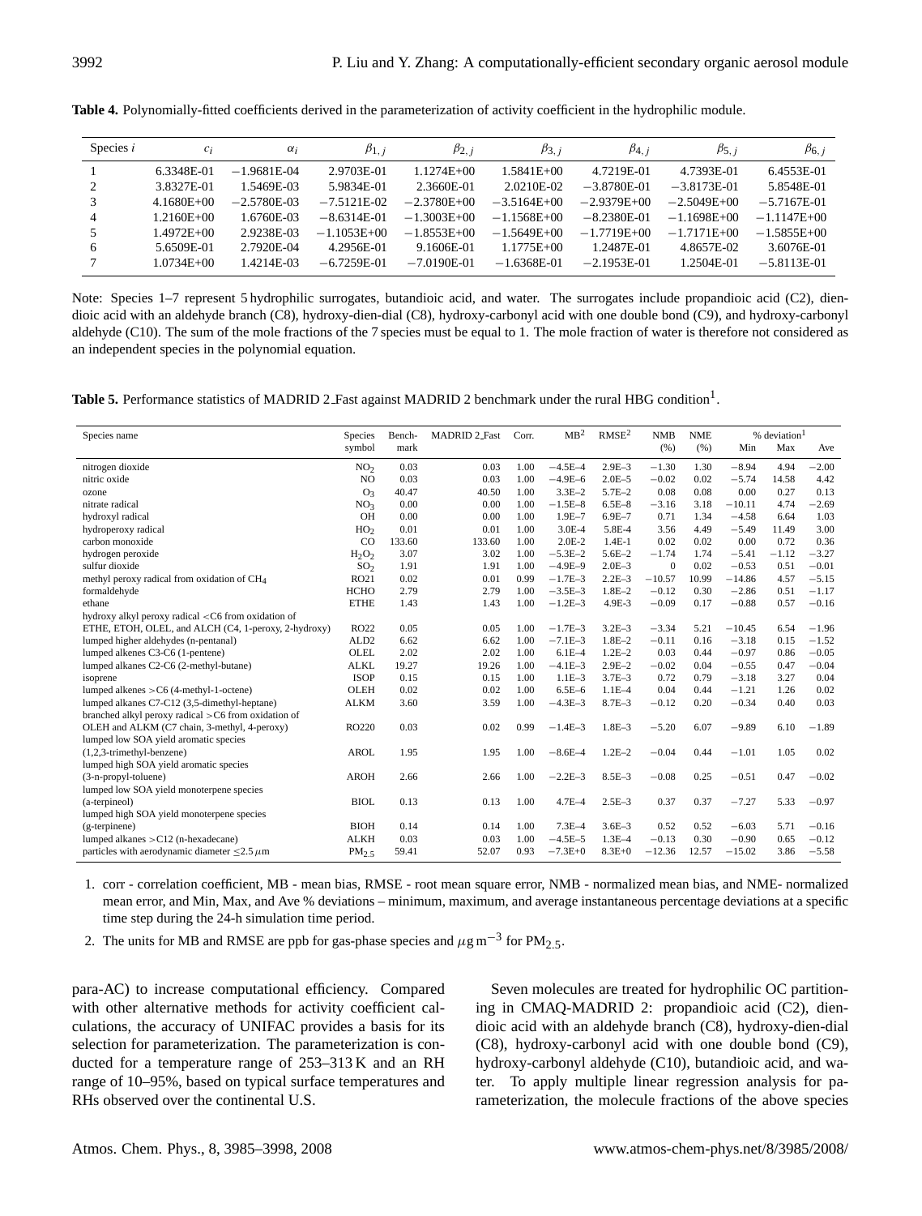**Table 4.** Polynomially-fitted coefficients derived in the parameterization of activity coefficient in the hydrophilic module.

| Species $i$ | $c_i$ | $\alpha_i$ | $\beta_{1,j}$ | $\beta_{2,j}$ | $\beta_{3,j}$ | $\beta_{4,j}$ | $\beta_{5,j}$ | $\beta_{6,j}$ |
|---|---|---|---|---|---|---|---|---|
| 1 | 6.3348E-01 | −1.9681E-04 | 2.9703E-01 | 1.1274E+00 | 1.5841E+00 | 4.7219E-01 | 4.7393E-01 | 6.4553E-01 |
| 2 | 3.8327E-01 | 1.5469E-03 | 5.9834E-01 | 2.3660E-01 | 2.0210E-02 | −3.8780E-01 | −3.8173E-01 | 5.8548E-01 |
| 3 | 4.1680E+00 | −2.5780E-03 | −7.5121E-02 | −2.3780E+00 | −3.5164E+00 | −2.9379E+00 | −2.5049E+00 | −5.7167E-01 |
| 4 | 1.2160E+00 | 1.6760E-03 | −8.6314E-01 | −1.3003E+00 | −1.1568E+00 | −8.2380E-01 | −1.1698E+00 | −1.1147E+00 |
| 5 | 1.4972E+00 | 2.9238E-03 | −1.1053E+00 | −1.8553E+00 | −1.5649E+00 | −1.7719E+00 | −1.7171E+00 | −1.5855E+00 |
| 6 | 5.6509E-01 | 2.7920E-04 | 4.2956E-01 | 9.1606E-01 | 1.1775E+00 | 1.2487E-01 | 4.8657E-02 | 3.6076E-01 |
| 7 | 1.0734E+00 | 1.4214E-03 | −6.7259E-01 | −7.0190E-01 | −1.6368E-01 | −2.1953E-01 | 1.2504E-01 | −5.8113E-01 |

Note: Species 1–7 represent 5 hydrophilic surrogates, butandioic acid, and water. The surrogates include propandioic acid (C2), diendioic acid with an aldehyde branch (C8), hydroxy-dien-dial (C8), hydroxy-carbonyl acid with one double bond (C9), and hydroxy-carbonyl aldehyde (C10). The sum of the mole fractions of the 7 species must be equal to 1. The mole fraction of water is therefore not considered as an independent species in the polynomial equation.

**Table 5.** Performance statistics of MADRID 2_Fast against MADRID 2 benchmark under the rural HBG condition[1].

| Species name | Species symbol | Bench-mark | MADRID 2_Fast | Corr. | MB[2] | RMSE[2] | NMB (%) | NME (%) | % deviation[1] Min | Max | Ave |
|---|---|---|---|---|---|---|---|---|---|---|---|
| nitrogen dioxide | $NO_2$ | 0.03 | 0.03 | 1.00 | −4.5E−4 | 2.9E−3 | −1.30 | 1.30 | −8.94 | 4.94 | −2.00 |
| nitric oxide | NO | 0.03 | 0.03 | 1.00 | −4.9E−6 | 2.0E−5 | −0.02 | 0.02 | −5.74 | 14.58 | 4.42 |
| ozone | $O_3$ | 40.47 | 40.50 | 1.00 | 3.3E−2 | 5.7E−2 | 0.08 | 0.08 | 0.00 | 0.27 | 0.13 |
| nitrate radical | $NO_3$ | 0.00 | 0.00 | 1.00 | −1.5E−8 | 6.5E−8 | −3.16 | 3.18 | −10.11 | 4.74 | −2.69 |
| hydroxyl radical | OH | 0.00 | 0.00 | 1.00 | 1.9E−7 | 6.9E−7 | 0.71 | 1.34 | −4.58 | 6.64 | 1.03 |
| hydroperoxy radical | $HO_2$ | 0.01 | 0.01 | 1.00 | 3.0E-4 | 5.8E-4 | 3.56 | 4.49 | −5.49 | 11.49 | 3.00 |
| carbon monoxide | CO | 133.60 | 133.60 | 1.00 | 2.0E-2 | 1.4E-1 | 0.02 | 0.02 | 0.00 | 0.72 | 0.36 |
| hydrogen peroxide | $H_2O_2$ | 3.07 | 3.02 | 1.00 | −5.3E−2 | 5.6E−2 | −1.74 | 1.74 | −5.41 | −1.12 | −3.27 |
| sulfur dioxide | $SO_2$ | 1.91 | 1.91 | 1.00 | −4.9E−9 | 2.0E−3 | 0 | 0.02 | −0.53 | 0.51 | −0.01 |
| methyl peroxy radical from oxidation of $CH_4$ | RO21 | 0.02 | 0.01 | 0.99 | −1.7E−3 | 2.2E−3 | −10.57 | 10.99 | −14.86 | 4.57 | −5.15 |
| formaldehyde | HCHO | 2.79 | 2.79 | 1.00 | −3.5E−3 | 1.8E−2 | −0.12 | 0.30 | −2.86 | 0.51 | −1.17 |
| ethane | ETHE | 1.43 | 1.43 | 1.00 | −1.2E−3 | 4.9E−3 | −0.09 | 0.17 | −0.88 | 0.57 | −0.16 |
| hydroxy alkyl peroxy radical <C6 from oxidation of ETHE, ETOH, OLEL, and ALCH (C4, 1-peroxy, 2-hydroxy) | RO22 | 0.05 | 0.05 | 1.00 | −1.7E−3 | 3.2E−3 | −3.34 | 5.21 | −10.45 | 6.54 | −1.96 |
| lumped higher aldehydes (n-pentanal) | ALD2 | 6.62 | 6.62 | 1.00 | −7.1E−3 | 1.8E−2 | −0.11 | 0.16 | −3.18 | 0.15 | −1.52 |
| lumped alkenes C3-C6 (1-pentene) | OLEL | 2.02 | 2.02 | 1.00 | 6.1E−4 | 1.2E−2 | 0.03 | 0.44 | −0.97 | 0.86 | −0.05 |
| lumped alkanes C2-C6 (2-methyl-butane) | ALKL | 19.27 | 19.26 | 1.00 | −4.1E−3 | 2.9E−2 | −0.02 | 0.04 | −0.55 | 0.47 | −0.04 |
| isoprene | ISOP | 0.15 | 0.15 | 1.00 | 1.1E−3 | 3.7E−3 | 0.72 | 0.79 | −3.18 | 3.27 | 0.04 |
| lumped alkenes >C6 (4-methyl-1-octene) | OLEH | 0.02 | 0.02 | 1.00 | 6.5E−6 | 1.1E−4 | 0.04 | 0.44 | −1.21 | 1.26 | 0.02 |
| lumped alkanes C7-C12 (3,5-dimethyl-heptane) | ALKM | 3.60 | 3.59 | 1.00 | −4.3E−3 | 8.7E−3 | −0.12 | 0.20 | −0.34 | 0.40 | 0.03 |
| branched alkyl peroxy radical >C6 from oxidation of OLEH and ALKM (C7 chain, 3-methyl, 4-peroxy) | RO220 | 0.03 | 0.02 | 0.99 | −1.4E−3 | 1.8E−3 | −5.20 | 6.07 | −9.89 | 6.10 | −1.89 |
| lumped low SOA yield aromatic species (1,2,3-trimethyl-benzene) | AROL | 1.95 | 1.95 | 1.00 | −8.6E−4 | 1.2E−2 | −0.04 | 0.44 | −1.01 | 1.05 | 0.02 |
| lumped high SOA yield aromatic species (3-n-propyl-toluene) | AROH | 2.66 | 2.66 | 1.00 | −2.2E−3 | 8.5E−3 | −0.08 | 0.25 | −0.51 | 0.47 | −0.02 |
| lumped low SOA yield monoterpene species (a-terpineol) | BIOL | 0.13 | 0.13 | 1.00 | 4.7E−4 | 2.5E−3 | 0.37 | 0.37 | −7.27 | 5.33 | −0.97 |
| lumped high SOA yield monoterpene species (g-terpinene) | BIOH | 0.14 | 0.14 | 1.00 | 7.3E−4 | 3.6E−3 | 0.52 | 0.52 | −6.03 | 5.71 | −0.16 |
| lumped alkanes >C12 (n-hexadecane) | ALKH | 0.03 | 0.03 | 1.00 | −4.5E−5 | 1.3E−4 | −0.13 | 0.30 | −0.90 | 0.65 | −0.12 |
| particles with aerodynamic diameter ≤2.5 μm | $PM_{2.5}$ | 59.41 | 52.07 | 0.93 | −7.3E+0 | 8.3E+0 | −12.36 | 12.57 | −15.02 | 3.86 | −5.58 |

1. corr - correlation coefficient, MB - mean bias, RMSE - root mean square error, NMB - normalized mean bias, and NME- normalized mean error, and Min, Max, and Ave % deviations – minimum, maximum, and average instantaneous percentage deviations at a specific time step during the 24-h simulation time period.
2. The units for MB and RMSE are ppb for gas-phase species and $\mu g\, m^{-3}$ for $PM_{2.5}$.

para-AC) to increase computational efficiency. Compared with other alternative methods for activity coefficient calculations, the accuracy of UNIFAC provides a basis for its selection for parameterization. The parameterization is conducted for a temperature range of 253–313 K and an RH range of 10–95%, based on typical surface temperatures and RHs observed over the continental U.S.

Seven molecules are treated for hydrophilic OC partitioning in CMAQ-MADRID 2: propandioic acid (C2), diendioic acid with an aldehyde branch (C8), hydroxy-dien-dial (C8), hydroxy-carbonyl acid with one double bond (C9), hydroxy-carbonyl aldehyde (C10), butandioic acid, and water. To apply multiple linear regression analysis for parameterization, the molecule fractions of the above species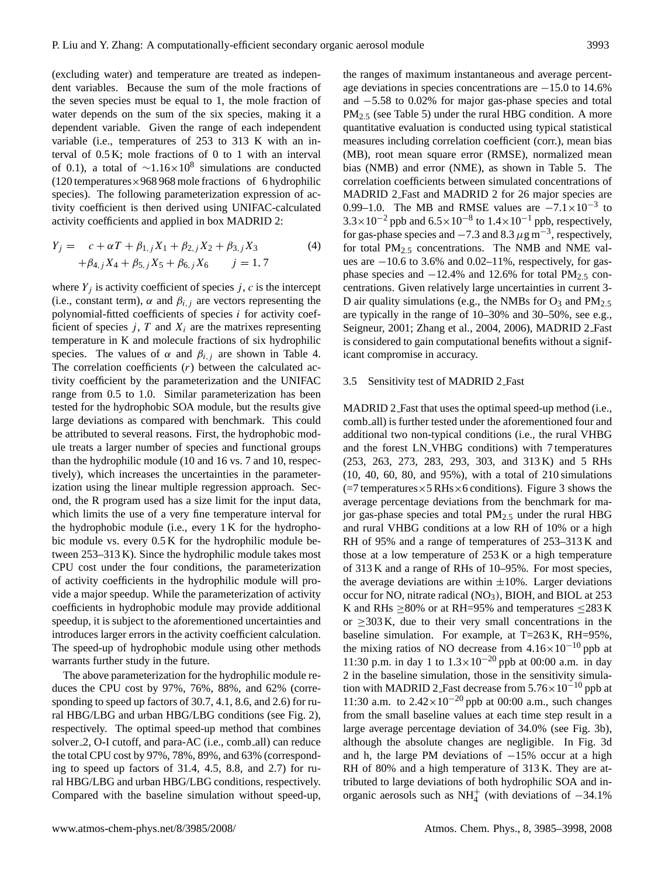(excluding water) and temperature are treated as independent variables. Because the sum of the mole fractions of the seven species must be equal to 1, the mole fraction of water depends on the sum of the six species, making it a dependent variable. Given the range of each independent variable (i.e., temperatures of 253 to 313 K with an interval of 0.5 K; mole fractions of 0 to 1 with an interval of 0.1), a total of $\sim 1.16\times10^{8}$ simulations are conducted (120 temperatures×968 968 mole fractions of 6 hydrophilic species). The following parameterization expression of activity coefficient is then derived using UNIFAC-calculated activity coefficients and applied in box MADRID 2:

$$Y_j = \quad c + \alpha T + \beta_{1,j} X_1 + \beta_{2,j} X_2 + \beta_{3,j} X_3 + \beta_{4,j} X_4 + \beta_{5,j} X_5 + \beta_{6,j} X_6 \qquad j = 1, 7 \tag{4}$$

where $Y_j$ is activity coefficient of species $j$, $c$ is the intercept (i.e., constant term), $\alpha$ and $\beta_{i,j}$ are vectors representing the polynomial-fitted coefficients of species $i$ for activity coefficient of species $j$, $T$ and $X_i$ are the matrixes representing temperature in K and molecule fractions of six hydrophilic species. The values of $\alpha$ and $\beta_{i,j}$ are shown in Table 4. The correlation coefficients ($r$) between the calculated activity coefficient by the parameterization and the UNIFAC range from 0.5 to 1.0. Similar parameterization has been tested for the hydrophobic SOA module, but the results give large deviations as compared with benchmark. This could be attributed to several reasons. First, the hydrophobic module treats a larger number of species and functional groups than the hydrophilic module (10 and 16 vs. 7 and 10, respectively), which increases the uncertainties in the parameterization using the linear multiple regression approach. Second, the R program used has a size limit for the input data, which limits the use of a very fine temperature interval for the hydrophobic module (i.e., every 1 K for the hydrophobic module vs. every 0.5 K for the hydrophilic module between 253–313 K). Since the hydrophilic module takes most CPU cost under the four conditions, the parameterization of activity coefficients in the hydrophilic module will provide a major speedup. While the parameterization of activity coefficients in hydrophobic module may provide additional speedup, it is subject to the aforementioned uncertainties and introduces larger errors in the activity coefficient calculation. The speed-up of hydrophobic module using other methods warrants further study in the future.

The above parameterization for the hydrophilic module reduces the CPU cost by 97%, 76%, 88%, and 62% (corresponding to speed up factors of 30.7, 4.1, 8.6, and 2.6) for rural HBG/LBG and urban HBG/LBG conditions (see Fig. 2), respectively. The optimal speed-up method that combines solver_2, O-I cutoff, and para-AC (i.e., comb_all) can reduce the total CPU cost by 97%, 78%, 89%, and 63% (corresponding to speed up factors of 31.4, 4.5, 8.8, and 2.7) for rural HBG/LBG and urban HBG/LBG conditions, respectively. Compared with the baseline simulation without speed-up, the ranges of maximum instantaneous and average percentage deviations in species concentrations are −15.0 to 14.6% and −5.58 to 0.02% for major gas-phase species and total $PM_{2.5}$ (see Table 5) under the rural HBG condition. A more quantitative evaluation is conducted using typical statistical measures including correlation coefficient (corr.), mean bias (MB), root mean square error (RMSE), normalized mean bias (NMB) and error (NME), as shown in Table 5. The correlation coefficients between simulated concentrations of MADRID 2_Fast and MADRID 2 for 26 major species are 0.99–1.0. The MB and RMSE values are $-7.1\times10^{-3}$ to $3.3\times10^{-2}$ ppb and $6.5\times10^{-8}$ to $1.4\times10^{-1}$ ppb, respectively, for gas-phase species and −7.3 and 8.3 $\mu$g m$^{-3}$, respectively, for total $PM_{2.5}$ concentrations. The NMB and NME values are −10.6 to 3.6% and 0.02–11%, respectively, for gas-phase species and −12.4% and 12.6% for total $PM_{2.5}$ concentrations. Given relatively large uncertainties in current 3-D air quality simulations (e.g., the NMBs for $O_3$ and $PM_{2.5}$ are typically in the range of 10–30% and 30–50%, see e.g., Seigneur, 2001; Zhang et al., 2004, 2006), MADRID 2_Fast is considered to gain computational benefits without a significant compromise in accuracy.

### 3.5 Sensitivity test of MADRID 2_Fast

MADRID 2_Fast that uses the optimal speed-up method (i.e., comb_all) is further tested under the aforementioned four and additional two non-typical conditions (i.e., the rural VHBG and the forest LN_VHBG conditions) with 7 temperatures (253, 263, 273, 283, 293, 303, and 313 K) and 5 RHs (10, 40, 60, 80, and 95%), with a total of 210 simulations (=7 temperatures×5 RHs×6 conditions). Figure 3 shows the average percentage deviations from the benchmark for major gas-phase species and total $PM_{2.5}$ under the rural HBG and rural VHBG conditions at a low RH of 10% or a high RH of 95% and a range of temperatures of 253–313 K and those at a low temperature of 253 K or a high temperature of 313 K and a range of RHs of 10–95%. For most species, the average deviations are within ±10%. Larger deviations occur for NO, nitrate radical ($NO_3$), BIOH, and BIOL at 253 K and RHs ≥80% or at RH=95% and temperatures ≤283 K or ≥303 K, due to their very small concentrations in the baseline simulation. For example, at T=263 K, RH=95%, the mixing ratios of NO decrease from $4.16\times10^{-10}$ ppb at 11:30 p.m. in day 1 to $1.3\times10^{-20}$ ppb at 00:00 a.m. in day 2 in the baseline simulation, those in the sensitivity simulation with MADRID 2_Fast decrease from $5.76\times10^{-10}$ ppb at 11:30 a.m. to $2.42\times10^{-20}$ ppb at 00:00 a.m., such changes from the small baseline values at each time step result in a large average percentage deviation of 34.0% (see Fig. 3b), although the absolute changes are negligible. In Fig. 3d and h, the large PM deviations of −15% occur at a high RH of 80% and a high temperature of 313 K. They are attributed to large deviations of both hydrophilic SOA and inorganic aerosols such as $NH_4^+$ (with deviations of −34.1%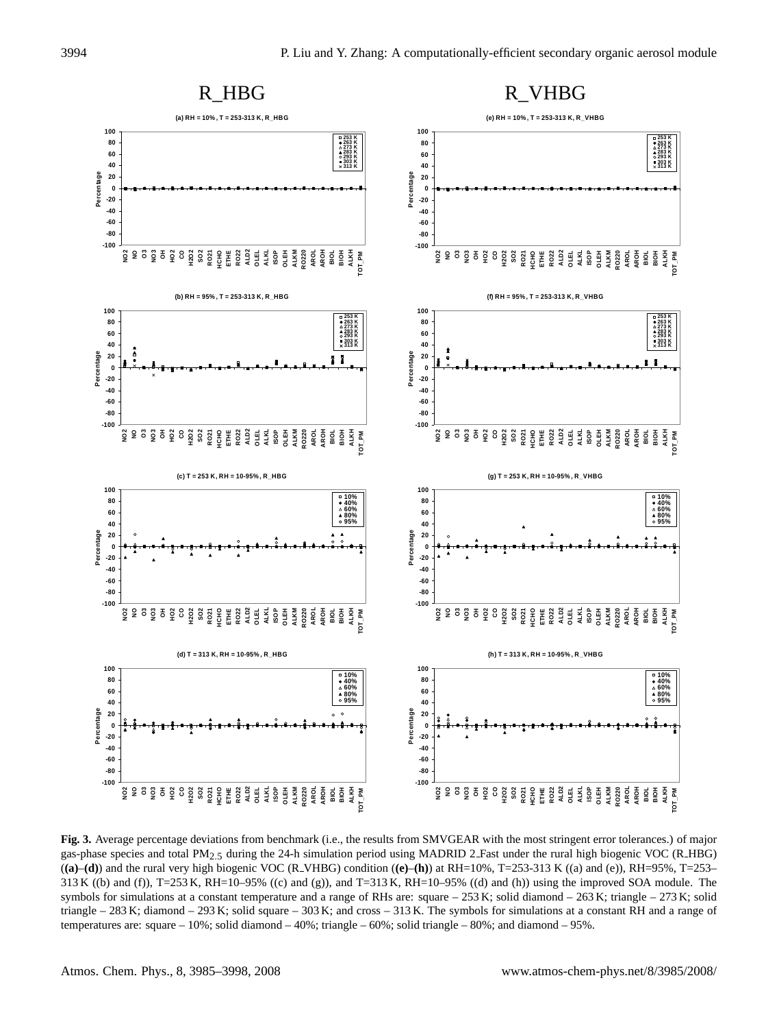**Fig. 3.** Average percentage deviations from benchmark (i.e., the results from SMVGEAR with the most stringent error tolerances.) of major gas-phase species and total $PM_{2.5}$ during the 24-h simulation period using MADRID 2_Fast under the rural high biogenic VOC (R_HBG) (**(a)–(d)**) and the rural very high biogenic VOC (R_VHBG) condition (**(e)–(h)**) at RH=10%, T=253-313 K ((a) and (e)), RH=95%, T=253–313 K ((b) and (f)), T=253 K, RH=10–95% ((c) and (g)), and T=313 K, RH=10–95% ((d) and (h)) using the improved SOA module. The symbols for simulations at a constant temperature and a range of RHs are: square – 253 K; solid diamond – 263 K; triangle – 273 K; solid triangle – 283 K; diamond – 293 K; solid square – 303 K; and cross – 313 K. The symbols for simulations at a constant RH and a range of temperatures are: square – 10%; solid diamond – 40%; triangle – 60%; solid triangle – 80%; and diamond – 95%.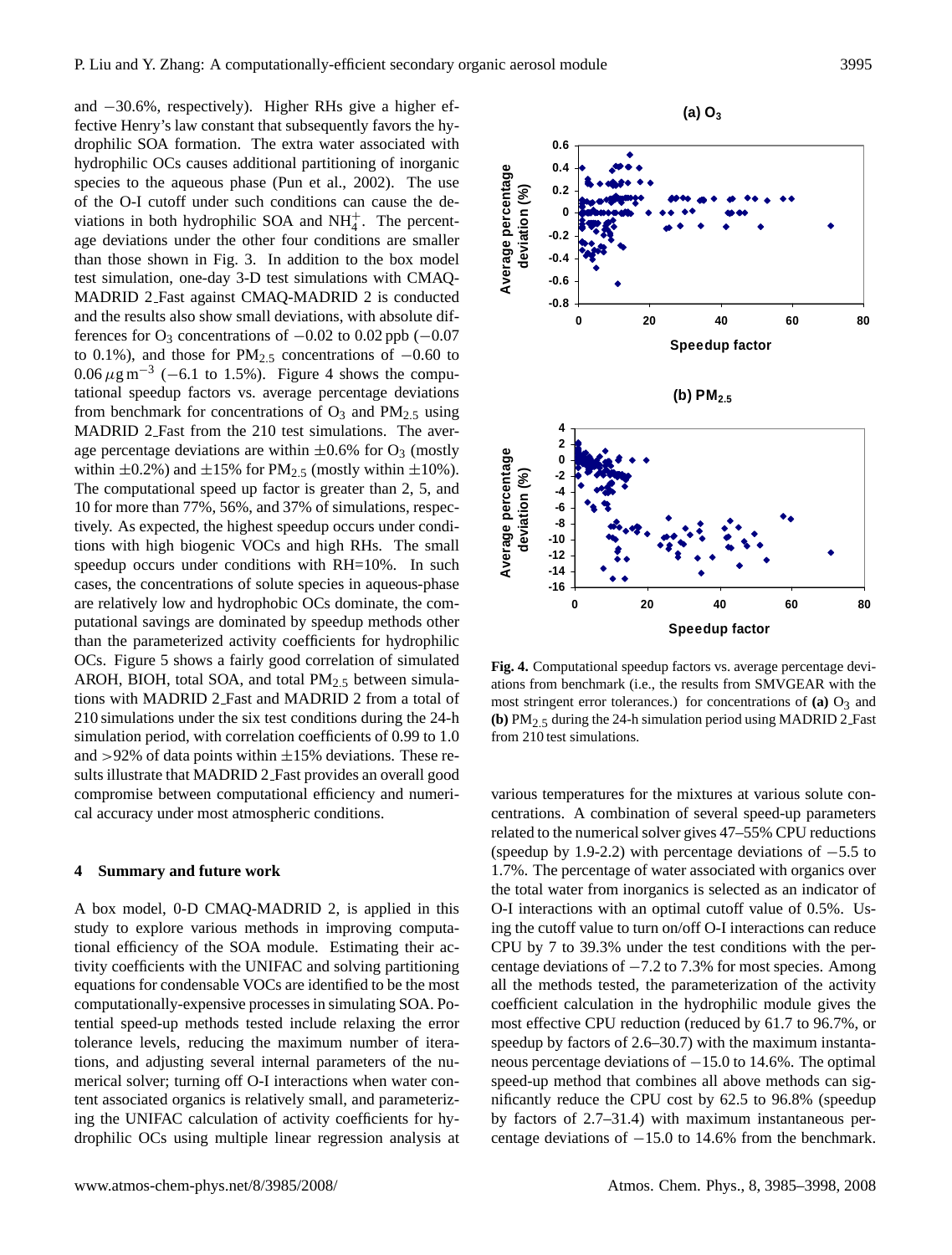and −30.6%, respectively). Higher RHs give a higher effective Henry's law constant that subsequently favors the hydrophilic SOA formation. The extra water associated with hydrophilic OCs causes additional partitioning of inorganic species to the aqueous phase (Pun et al., 2002). The use of the O-I cutoff under such conditions can cause the deviations in both hydrophilic SOA and $NH_4^+$. The percentage deviations under the other four conditions are smaller than those shown in Fig. 3. In addition to the box model test simulation, one-day 3-D test simulations with CMAQ-MADRID 2_Fast against CMAQ-MADRID 2 is conducted and the results also show small deviations, with absolute differences for $O_3$ concentrations of −0.02 to 0.02 ppb (−0.07 to 0.1%), and those for $PM_{2.5}$ concentrations of −0.60 to 0.06 $\mu g\,m^{-3}$ (−6.1 to 1.5%). Figure 4 shows the computational speedup factors vs. average percentage deviations from benchmark for concentrations of $O_3$ and $PM_{2.5}$ using MADRID 2_Fast from the 210 test simulations. The average percentage deviations are within ±0.6% for $O_3$ (mostly within ±0.2%) and ±15% for $PM_{2.5}$ (mostly within ±10%). The computational speed up factor is greater than 2, 5, and 10 for more than 77%, 56%, and 37% of simulations, respectively. As expected, the highest speedup occurs under conditions with high biogenic VOCs and high RHs. The small speedup occurs under conditions with RH=10%. In such cases, the concentrations of solute species in aqueous-phase are relatively low and hydrophobic OCs dominate, the computational savings are dominated by speedup methods other than the parameterized activity coefficients for hydrophilic OCs. Figure 5 shows a fairly good correlation of simulated AROH, BIOH, total SOA, and total $PM_{2.5}$ between simulations with MADRID 2_Fast and MADRID 2 from a total of 210 simulations under the six test conditions during the 24-h simulation period, with correlation coefficients of 0.99 to 1.0 and >92% of data points within ±15% deviations. These results illustrate that MADRID 2_Fast provides an overall good compromise between computational efficiency and numerical accuracy under most atmospheric conditions.

**Fig. 4.** Computational speedup factors vs. average percentage deviations from benchmark (i.e., the results from SMVGEAR with the most stringent error tolerances.) for concentrations of **(a)** $O_3$ and **(b)** $PM_{2.5}$ during the 24-h simulation period using MADRID 2_Fast from 210 test simulations.

## 4 Summary and future work

A box model, 0-D CMAQ-MADRID 2, is applied in this study to explore various methods in improving computational efficiency of the SOA module. Estimating their activity coefficients with the UNIFAC and solving partitioning equations for condensable VOCs are identified to be the most computationally-expensive processes in simulating SOA. Potential speed-up methods tested include relaxing the error tolerance levels, reducing the maximum number of iterations, and adjusting several internal parameters of the numerical solver; turning off O-I interactions when water content associated organics is relatively small, and parameterizing the UNIFAC calculation of activity coefficients for hydrophilic OCs using multiple linear regression analysis at various temperatures for the mixtures at various solute concentrations. A combination of several speed-up parameters related to the numerical solver gives 47–55% CPU reductions (speedup by 1.9-2.2) with percentage deviations of −5.5 to 1.7%. The percentage of water associated with organics over the total water from inorganics is selected as an indicator of O-I interactions with an optimal cutoff value of 0.5%. Using the cutoff value to turn on/off O-I interactions can reduce CPU by 7 to 39.3% under the test conditions with the percentage deviations of −7.2 to 7.3% for most species. Among all the methods tested, the parameterization of the activity coefficient calculation in the hydrophilic module gives the most effective CPU reduction (reduced by 61.7 to 96.7%, or speedup by factors of 2.6–30.7) with the maximum instantaneous percentage deviations of −15.0 to 14.6%. The optimal speed-up method that combines all above methods can significantly reduce the CPU cost by 62.5 to 96.8% (speedup by factors of 2.7–31.4) with maximum instantaneous percentage deviations of −15.0 to 14.6% from the benchmark.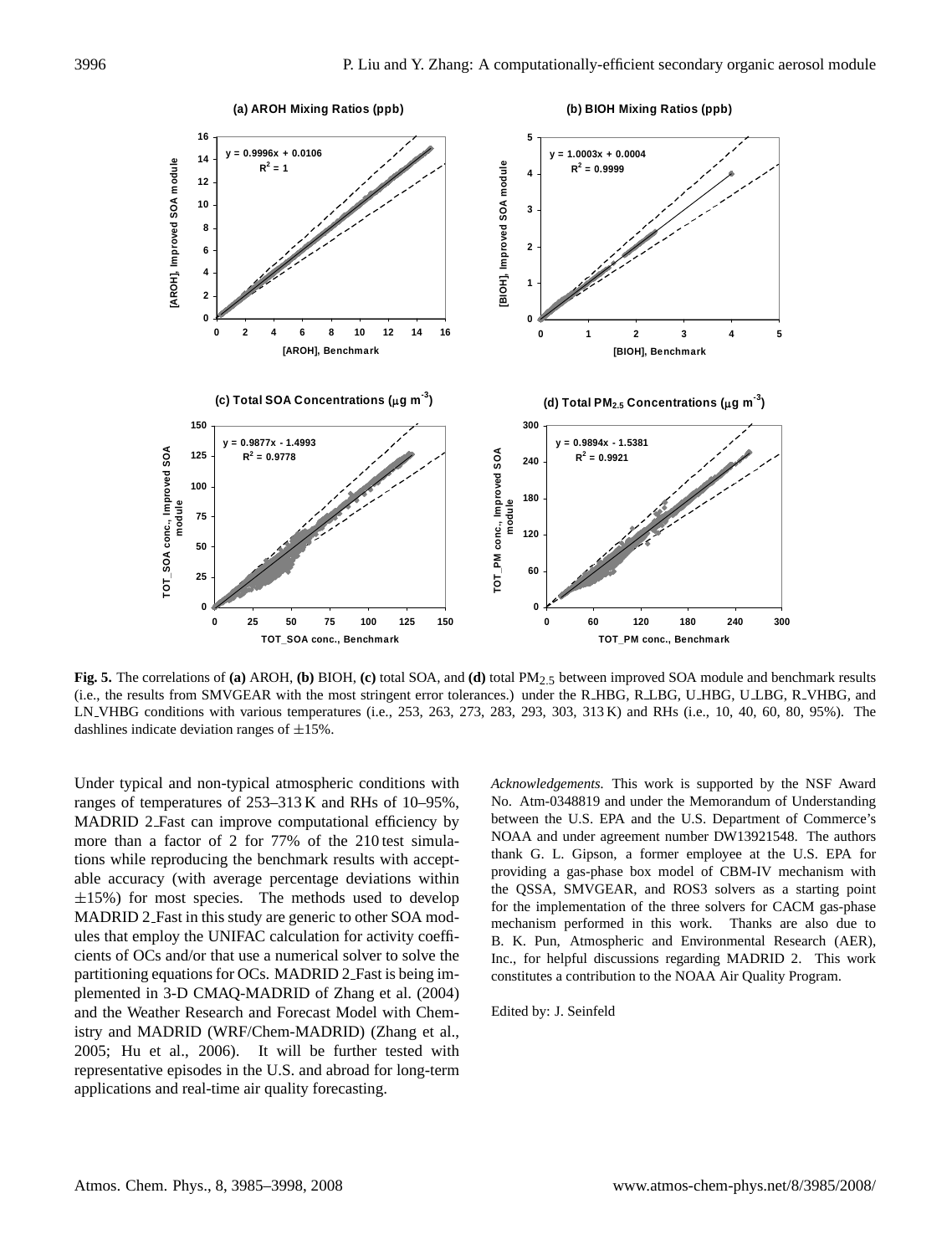**Fig. 5.** The correlations of **(a)** AROH, **(b)** BIOH, **(c)** total SOA, and **(d)** total $PM_{2.5}$ between improved SOA module and benchmark results (i.e., the results from SMVGEAR with the most stringent error tolerances.) under the R_HBG, R_LBG, U_HBG, U_LBG, R_VHBG, and LN_VHBG conditions with various temperatures (i.e., 253, 263, 273, 283, 293, 303, 313 K) and RHs (i.e., 10, 40, 60, 80, 95%). The dashlines indicate deviation ranges of ±15%.

Under typical and non-typical atmospheric conditions with ranges of temperatures of 253–313 K and RHs of 10–95%, MADRID 2_Fast can improve computational efficiency by more than a factor of 2 for 77% of the 210 test simulations while reproducing the benchmark results with acceptable accuracy (with average percentage deviations within ±15%) for most species. The methods used to develop MADRID 2_Fast in this study are generic to other SOA modules that employ the UNIFAC calculation for activity coefficients of OCs and/or that use a numerical solver to solve the partitioning equations for OCs. MADRID 2_Fast is being implemented in 3-D CMAQ-MADRID of Zhang et al. (2004) and the Weather Research and Forecast Model with Chemistry and MADRID (WRF/Chem-MADRID) (Zhang et al., 2005; Hu et al., 2006). It will be further tested with representative episodes in the U.S. and abroad for long-term applications and real-time air quality forecasting.

*Acknowledgements.* This work is supported by the NSF Award No. Atm-0348819 and under the Memorandum of Understanding between the U.S. EPA and the U.S. Department of Commerce's NOAA and under agreement number DW13921548. The authors thank G. L. Gipson, a former employee at the U.S. EPA for providing a gas-phase box model of CBM-IV mechanism with the QSSA, SMVGEAR, and ROS3 solvers as a starting point for the implementation of the three solvers for CACM gas-phase mechanism performed in this work. Thanks are also due to B. K. Pun, Atmospheric and Environmental Research (AER), Inc., for helpful discussions regarding MADRID 2. This work constitutes a contribution to the NOAA Air Quality Program.

Edited by: J. Seinfeld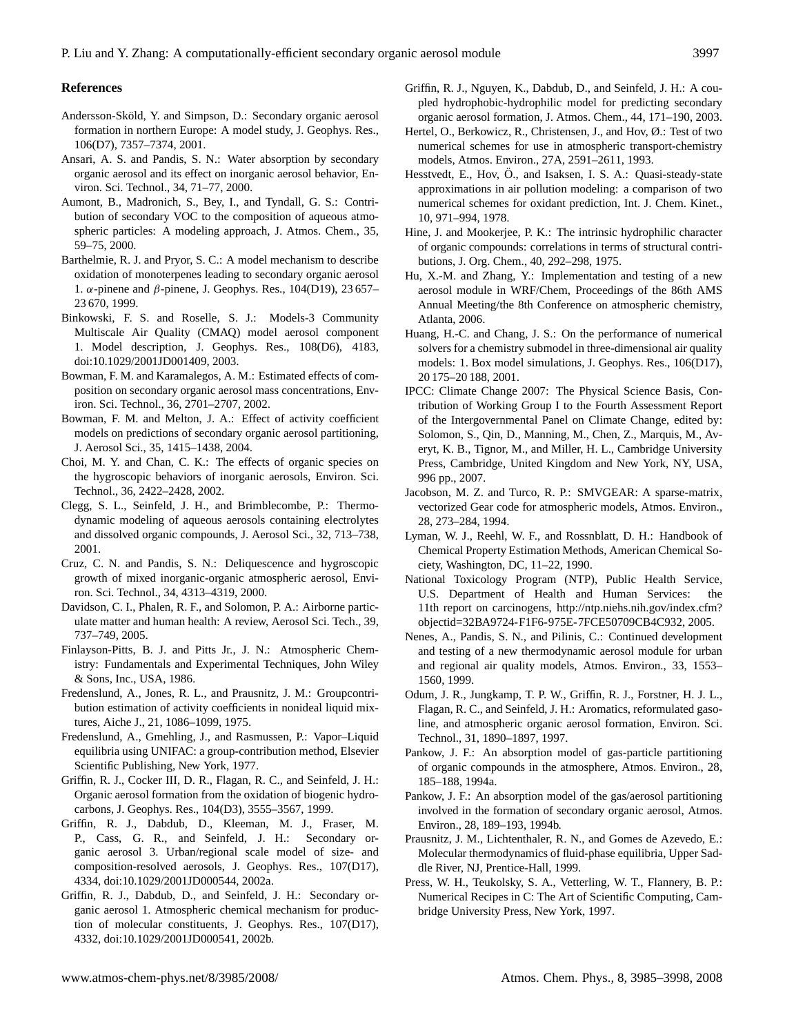## References

Andersson-Sköld, Y. and Simpson, D.: Secondary organic aerosol formation in northern Europe: A model study, J. Geophys. Res., 106(D7), 7357–7374, 2001.

Ansari, A. S. and Pandis, S. N.: Water absorption by secondary organic aerosol and its effect on inorganic aerosol behavior, Environ. Sci. Technol., 34, 71–77, 2000.

Aumont, B., Madronich, S., Bey, I., and Tyndall, G. S.: Contribution of secondary VOC to the composition of aqueous atmospheric particles: A modeling approach, J. Atmos. Chem., 35, 59–75, 2000.

Barthelmie, R. J. and Pryor, S. C.: A model mechanism to describe oxidation of monoterpenes leading to secondary organic aerosol 1. $\alpha$-pinene and $\beta$-pinene, J. Geophys. Res., 104(D19), 23 657–23 670, 1999.

Binkowski, F. S. and Roselle, S. J.: Models-3 Community Multiscale Air Quality (CMAQ) model aerosol component 1. Model description, J. Geophys. Res., 108(D6), 4183, doi:10.1029/2001JD001409, 2003.

Bowman, F. M. and Karamalegos, A. M.: Estimated effects of composition on secondary organic aerosol mass concentrations, Environ. Sci. Technol., 36, 2701–2707, 2002.

Bowman, F. M. and Melton, J. A.: Effect of activity coefficient models on predictions of secondary organic aerosol partitioning, J. Aerosol Sci., 35, 1415–1438, 2004.

Choi, M. Y. and Chan, C. K.: The effects of organic species on the hygroscopic behaviors of inorganic aerosols, Environ. Sci. Technol., 36, 2422–2428, 2002.

Clegg, S. L., Seinfeld, J. H., and Brimblecombe, P.: Thermodynamic modeling of aqueous aerosols containing electrolytes and dissolved organic compounds, J. Aerosol Sci., 32, 713–738, 2001.

Cruz, C. N. and Pandis, S. N.: Deliquescence and hygroscopic growth of mixed inorganic-organic atmospheric aerosol, Environ. Sci. Technol., 34, 4313–4319, 2000.

Davidson, C. I., Phalen, R. F., and Solomon, P. A.: Airborne particulate matter and human health: A review, Aerosol Sci. Tech., 39, 737–749, 2005.

Finlayson-Pitts, B. J. and Pitts Jr., J. N.: Atmospheric Chemistry: Fundamentals and Experimental Techniques, John Wiley & Sons, Inc., USA, 1986.

Fredenslund, A., Jones, R. L., and Prausnitz, J. M.: Groupcontribution estimation of activity coefficients in nonideal liquid mixtures, Aiche J., 21, 1086–1099, 1975.

Fredenslund, A., Gmehling, J., and Rasmussen, P.: Vapor–Liquid equilibria using UNIFAC: a group-contribution method, Elsevier Scientific Publishing, New York, 1977.

Griffin, R. J., Cocker III, D. R., Flagan, R. C., and Seinfeld, J. H.: Organic aerosol formation from the oxidation of biogenic hydrocarbons, J. Geophys. Res., 104(D3), 3555–3567, 1999.

Griffin, R. J., Dabdub, D., Kleeman, M. J., Fraser, M. P., Cass, G. R., and Seinfeld, J. H.: Secondary organic aerosol 3. Urban/regional scale model of size- and composition-resolved aerosols, J. Geophys. Res., 107(D17), 4334, doi:10.1029/2001JD000544, 2002a.

Griffin, R. J., Dabdub, D., and Seinfeld, J. H.: Secondary organic aerosol 1. Atmospheric chemical mechanism for production of molecular constituents, J. Geophys. Res., 107(D17), 4332, doi:10.1029/2001JD000541, 2002b.

Griffin, R. J., Nguyen, K., Dabdub, D., and Seinfeld, J. H.: A coupled hydrophobic-hydrophilic model for predicting secondary organic aerosol formation, J. Atmos. Chem., 44, 171–190, 2003.

Hertel, O., Berkowicz, R., Christensen, J., and Hov, Ø.: Test of two numerical schemes for use in atmospheric transport-chemistry models, Atmos. Environ., 27A, 2591–2611, 1993.

Hesstvedt, E., Hov, Ö., and Isaksen, I. S. A.: Quasi-steady-state approximations in air pollution modeling: a comparison of two numerical schemes for oxidant prediction, Int. J. Chem. Kinet., 10, 971–994, 1978.

Hine, J. and Mookerjee, P. K.: The intrinsic hydrophilic character of organic compounds: correlations in terms of structural contributions, J. Org. Chem., 40, 292–298, 1975.

Hu, X.-M. and Zhang, Y.: Implementation and testing of a new aerosol module in WRF/Chem, Proceedings of the 86th AMS Annual Meeting/the 8th Conference on atmospheric chemistry, Atlanta, 2006.

Huang, H.-C. and Chang, J. S.: On the performance of numerical solvers for a chemistry submodel in three-dimensional air quality models: 1. Box model simulations, J. Geophys. Res., 106(D17), 20 175–20 188, 2001.

IPCC: Climate Change 2007: The Physical Science Basis, Contribution of Working Group I to the Fourth Assessment Report of the Intergovernmental Panel on Climate Change, edited by: Solomon, S., Qin, D., Manning, M., Chen, Z., Marquis, M., Averyt, K. B., Tignor, M., and Miller, H. L., Cambridge University Press, Cambridge, United Kingdom and New York, NY, USA, 996 pp., 2007.

Jacobson, M. Z. and Turco, R. P.: SMVGEAR: A sparse-matrix, vectorized Gear code for atmospheric models, Atmos. Environ., 28, 273–284, 1994.

Lyman, W. J., Reehl, W. F., and Rossnblatt, D. H.: Handbook of Chemical Property Estimation Methods, American Chemical Society, Washington, DC, 11–22, 1990.

National Toxicology Program (NTP), Public Health Service, U.S. Department of Health and Human Services: the 11th report on carcinogens, http://ntp.niehs.nih.gov/index.cfm?objectid=32BA9724-F1F6-975E-7FCE50709CB4C932, 2005.

Nenes, A., Pandis, S. N., and Pilinis, C.: Continued development and testing of a new thermodynamic aerosol module for urban and regional air quality models, Atmos. Environ., 33, 1553–1560, 1999.

Odum, J. R., Jungkamp, T. P. W., Griffin, R. J., Forstner, H. J. L., Flagan, R. C., and Seinfeld, J. H.: Aromatics, reformulated gasoline, and atmospheric organic aerosol formation, Environ. Sci. Technol., 31, 1890–1897, 1997.

Pankow, J. F.: An absorption model of gas-particle partitioning of organic compounds in the atmosphere, Atmos. Environ., 28, 185–188, 1994a.

Pankow, J. F.: An absorption model of the gas/aerosol partitioning involved in the formation of secondary organic aerosol, Atmos. Environ., 28, 189–193, 1994b.

Prausnitz, J. M., Lichtenthaler, R. N., and Gomes de Azevedo, E.: Molecular thermodynamics of fluid-phase equilibria, Upper Saddle River, NJ, Prentice-Hall, 1999.

Press, W. H., Teukolsky, S. A., Vetterling, W. T., Flannery, B. P.: Numerical Recipes in C: The Art of Scientific Computing, Cambridge University Press, New York, 1997.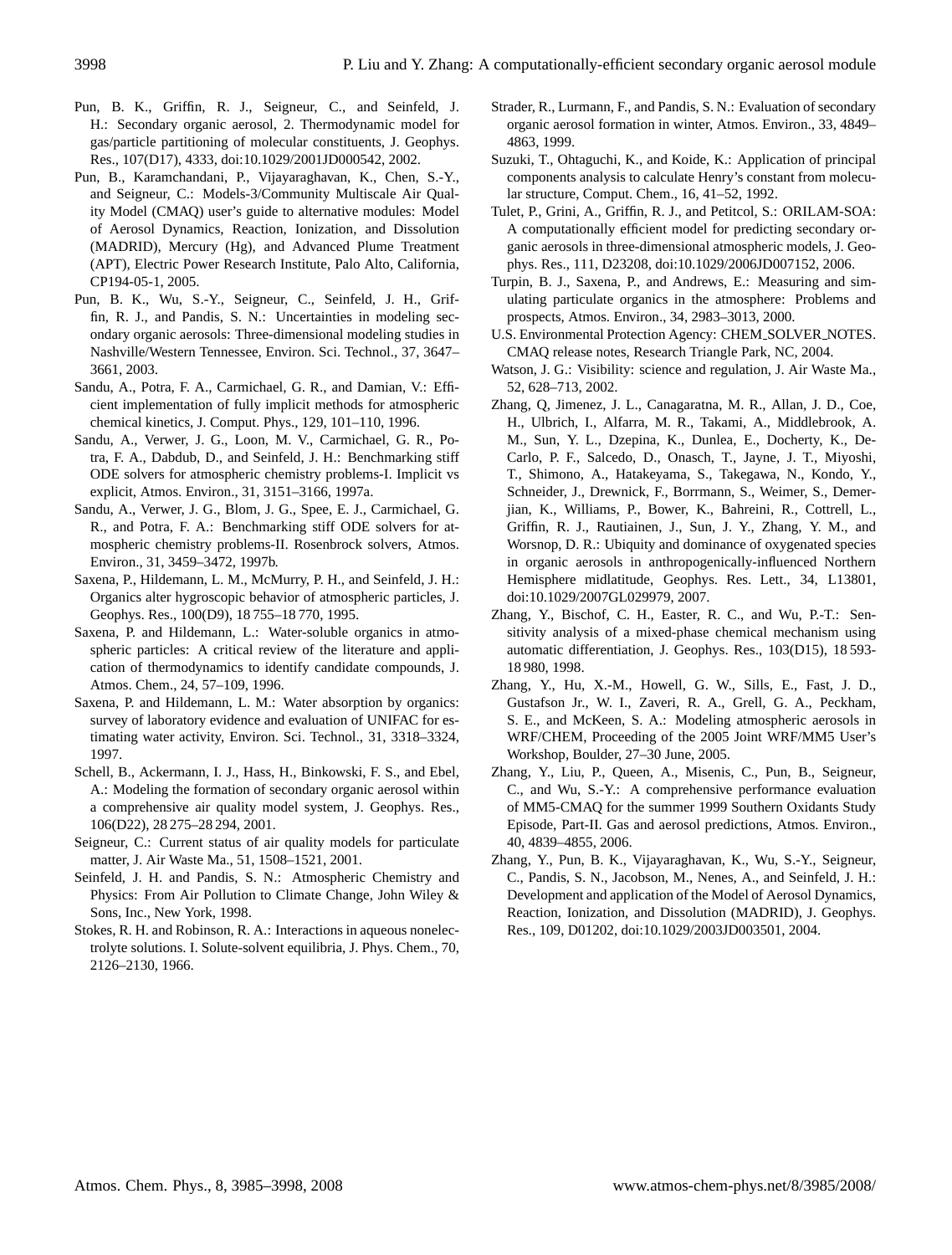Pun, B. K., Griffin, R. J., Seigneur, C., and Seinfeld, J. H.: Secondary organic aerosol, 2. Thermodynamic model for gas/particle partitioning of molecular constituents, J. Geophys. Res., 107(D17), 4333, doi:10.1029/2001JD000542, 2002.

Pun, B., Karamchandani, P., Vijayaraghavan, K., Chen, S.-Y., and Seigneur, C.: Models-3/Community Multiscale Air Quality Model (CMAQ) user's guide to alternative modules: Model of Aerosol Dynamics, Reaction, Ionization, and Dissolution (MADRID), Mercury (Hg), and Advanced Plume Treatment (APT), Electric Power Research Institute, Palo Alto, California, CP194-05-1, 2005.

Pun, B. K., Wu, S.-Y., Seigneur, C., Seinfeld, J. H., Griffin, R. J., and Pandis, S. N.: Uncertainties in modeling secondary organic aerosols: Three-dimensional modeling studies in Nashville/Western Tennessee, Environ. Sci. Technol., 37, 3647–3661, 2003.

Sandu, A., Potra, F. A., Carmichael, G. R., and Damian, V.: Efficient implementation of fully implicit methods for atmospheric chemical kinetics, J. Comput. Phys., 129, 101–110, 1996.

Sandu, A., Verwer, J. G., Loon, M. V., Carmichael, G. R., Potra, F. A., Dabdub, D., and Seinfeld, J. H.: Benchmarking stiff ODE solvers for atmospheric chemistry problems-I. Implicit vs explicit, Atmos. Environ., 31, 3151–3166, 1997a.

Sandu, A., Verwer, J. G., Blom, J. G., Spee, E. J., Carmichael, G. R., and Potra, F. A.: Benchmarking stiff ODE solvers for atmospheric chemistry problems-II. Rosenbrock solvers, Atmos. Environ., 31, 3459–3472, 1997b.

Saxena, P., Hildemann, L. M., McMurry, P. H., and Seinfeld, J. H.: Organics alter hygroscopic behavior of atmospheric particles, J. Geophys. Res., 100(D9), 18 755–18 770, 1995.

Saxena, P. and Hildemann, L.: Water-soluble organics in atmospheric particles: A critical review of the literature and application of thermodynamics to identify candidate compounds, J. Atmos. Chem., 24, 57–109, 1996.

Saxena, P. and Hildemann, L. M.: Water absorption by organics: survey of laboratory evidence and evaluation of UNIFAC for estimating water activity, Environ. Sci. Technol., 31, 3318–3324, 1997.

Schell, B., Ackermann, I. J., Hass, H., Binkowski, F. S., and Ebel, A.: Modeling the formation of secondary organic aerosol within a comprehensive air quality model system, J. Geophys. Res., 106(D22), 28 275–28 294, 2001.

Seigneur, C.: Current status of air quality models for particulate matter, J. Air Waste Ma., 51, 1508–1521, 2001.

Seinfeld, J. H. and Pandis, S. N.: Atmospheric Chemistry and Physics: From Air Pollution to Climate Change, John Wiley & Sons, Inc., New York, 1998.

Stokes, R. H. and Robinson, R. A.: Interactions in aqueous nonelectrolyte solutions. I. Solute-solvent equilibria, J. Phys. Chem., 70, 2126–2130, 1966.

Strader, R., Lurmann, F., and Pandis, S. N.: Evaluation of secondary organic aerosol formation in winter, Atmos. Environ., 33, 4849–4863, 1999.

Suzuki, T., Ohtaguchi, K., and Koide, K.: Application of principal components analysis to calculate Henry's constant from molecular structure, Comput. Chem., 16, 41–52, 1992.

Tulet, P., Grini, A., Griffin, R. J., and Petitcol, S.: ORILAM-SOA: A computationally efficient model for predicting secondary organic aerosols in three-dimensional atmospheric models, J. Geophys. Res., 111, D23208, doi:10.1029/2006JD007152, 2006.

Turpin, B. J., Saxena, P., and Andrews, E.: Measuring and simulating particulate organics in the atmosphere: Problems and prospects, Atmos. Environ., 34, 2983–3013, 2000.

U.S. Environmental Protection Agency: CHEM_SOLVER_NOTES. CMAQ release notes, Research Triangle Park, NC, 2004.

Watson, J. G.: Visibility: science and regulation, J. Air Waste Ma., 52, 628–713, 2002.

Zhang, Q, Jimenez, J. L., Canagaratna, M. R., Allan, J. D., Coe, H., Ulbrich, I., Alfarra, M. R., Takami, A., Middlebrook, A. M., Sun, Y. L., Dzepina, K., Dunlea, E., Docherty, K., DeCarlo, P. F., Salcedo, D., Onasch, T., Jayne, J. T., Miyoshi, T., Shimono, A., Hatakeyama, S., Takegawa, N., Kondo, Y., Schneider, J., Drewnick, F., Borrmann, S., Weimer, S., Demerjian, K., Williams, P., Bower, K., Bahreini, R., Cottrell, L., Griffin, R. J., Rautiainen, J., Sun, J. Y., Zhang, Y. M., and Worsnop, D. R.: Ubiquity and dominance of oxygenated species in organic aerosols in anthropogenically-influenced Northern Hemisphere midlatitude, Geophys. Res. Lett., 34, L13801, doi:10.1029/2007GL029979, 2007.

Zhang, Y., Bischof, C. H., Easter, R. C., and Wu, P.-T.: Sensitivity analysis of a mixed-phase chemical mechanism using automatic differentiation, J. Geophys. Res., 103(D15), 18 593-18 980, 1998.

Zhang, Y., Hu, X.-M., Howell, G. W., Sills, E., Fast, J. D., Gustafson Jr., W. I., Zaveri, R. A., Grell, G. A., Peckham, S. E., and McKeen, S. A.: Modeling atmospheric aerosols in WRF/CHEM, Proceeding of the 2005 Joint WRF/MM5 User's Workshop, Boulder, 27–30 June, 2005.

Zhang, Y., Liu, P., Queen, A., Misenis, C., Pun, B., Seigneur, C., and Wu, S.-Y.: A comprehensive performance evaluation of MM5-CMAQ for the summer 1999 Southern Oxidants Study Episode, Part-II. Gas and aerosol predictions, Atmos. Environ., 40, 4839–4855, 2006.

Zhang, Y., Pun, B. K., Vijayaraghavan, K., Wu, S.-Y., Seigneur, C., Pandis, S. N., Jacobson, M., Nenes, A., and Seinfeld, J. H.: Development and application of the Model of Aerosol Dynamics, Reaction, Ionization, and Dissolution (MADRID), J. Geophys. Res., 109, D01202, doi:10.1029/2003JD003501, 2004.